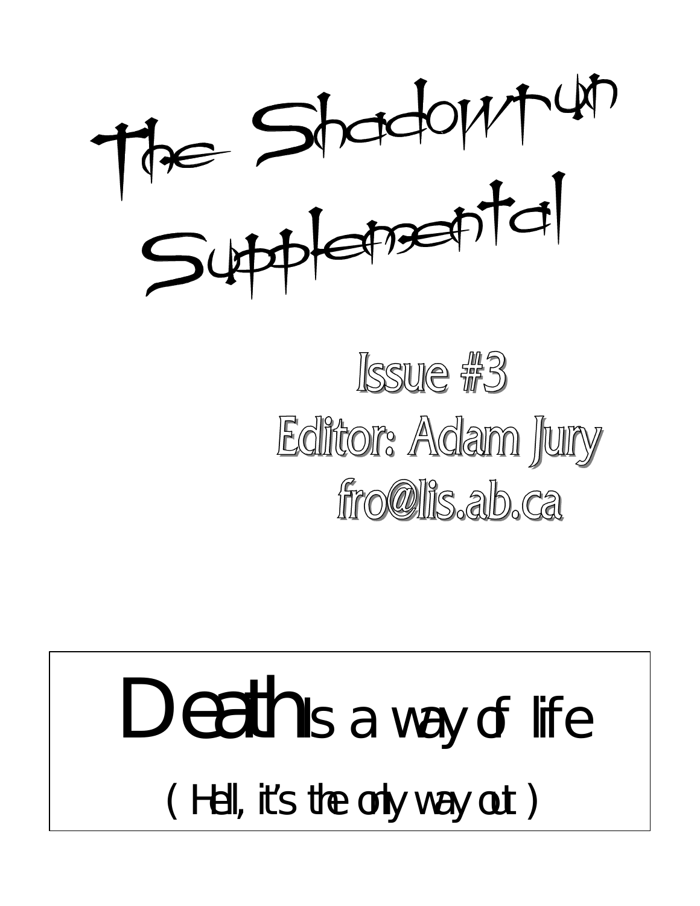# The Shadowrun Supplemental

## Issue #3

## Editor: Adam Jury

## fro@lis.ab.ca

**Death** is a way of life

( Hell, it's the only way out )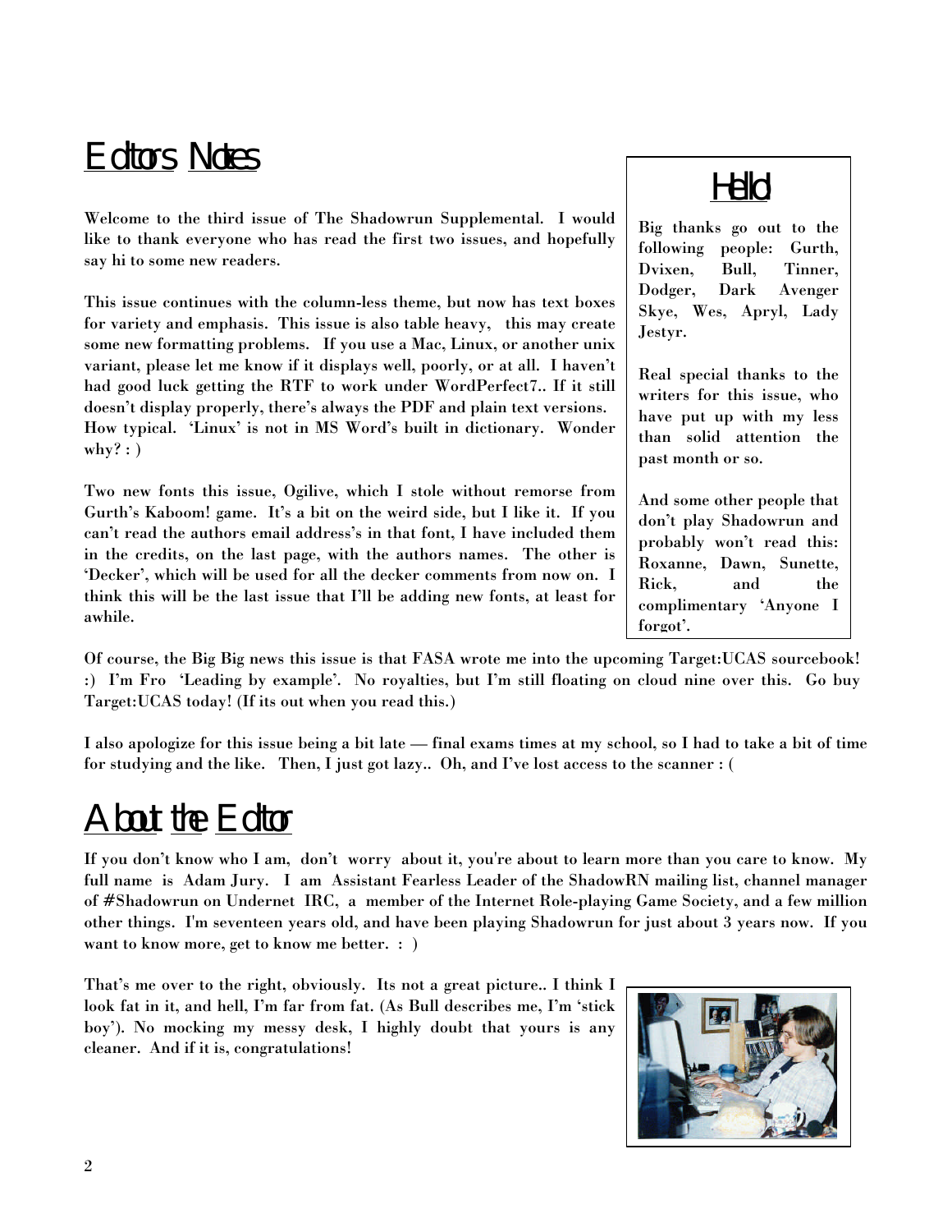# Editors Notes

Welcome to the third issue of The Shadowrun Supplemental. I would like to thank everyone who has read the first two issues, and hopefully say hi to some new readers.

This issue continues with the column-less theme, but now has text boxes for variety and emphasis. This issue is also table heavy, this may create some new formatting problems. If you use a Mac, Linux, or another unix variant, please let me know if it displays well, poorly, or at all. I haven't had good luck getting the RTF to work under WordPerfect7.. If it still doesn't display properly, there's always the PDF and plain text versions. How typical. 'Linux' is not in MS Word's built in dictionary. Wonder why? : )

Two new fonts this issue, Ogilive, which I stole without remorse from Gurth's Kaboom! game. It's a bit on the weird side, but I like it. If you can't read the authors email address's in that font, I have included them in the credits, on the last page, with the authors names. The other is 'Decker', which will be used for all the decker comments from now on. I think this will be the last issue that I'll be adding new fonts, at least for awhile.

## Hello!

Big thanks go out to the following people: Gurth, Dvixen, Bull, Tinner, Dodger, Dark Avenger Skye, Wes, Apryl, Lady Jestyr.

Real special thanks to the writers for this issue, who have put up with my less than solid attention the past month or so.

And some other people that don't play Shadowrun and probably won't read this: Roxanne, Dawn, Sunette, Rick, and the complimentary 'Anyone I forgot'.

Of course, the Big Big news this issue is that FASA wrote me into the upcoming Target:UCAS sourcebook! :) I'm Fro 'Leading by example'. No royalties, but I'm still floating on cloud nine over this. Go buy Target:UCAS today! (If its out when you read this.)

I also apologize for this issue being a bit late — final exams times at my school, so I had to take a bit of time for studying and the like. Then, I just got lazy.. Oh, and I've lost access to the scanner : (

# About the Editor

If you don't know who I am, don't worry about it, you're about to learn more than you care to know. My full name is Adam Jury. I am Assistant Fearless Leader of the ShadowRN mailing list, channel manager of #Shadowrun on Undernet IRC, a member of the Internet Role-playing Game Society, and a few million other things. I'm seventeen years old, and have been playing Shadowrun for just about 3 years now. If you want to know more, get to know me better. : )

That's me over to the right, obviously. Its not a great picture.. I think I look fat in it, and hell, I'm far from fat. (As Bull describes me, I'm 'stick boy'). No mocking my messy desk, I highly doubt that yours is any cleaner. And if it is, congratulations!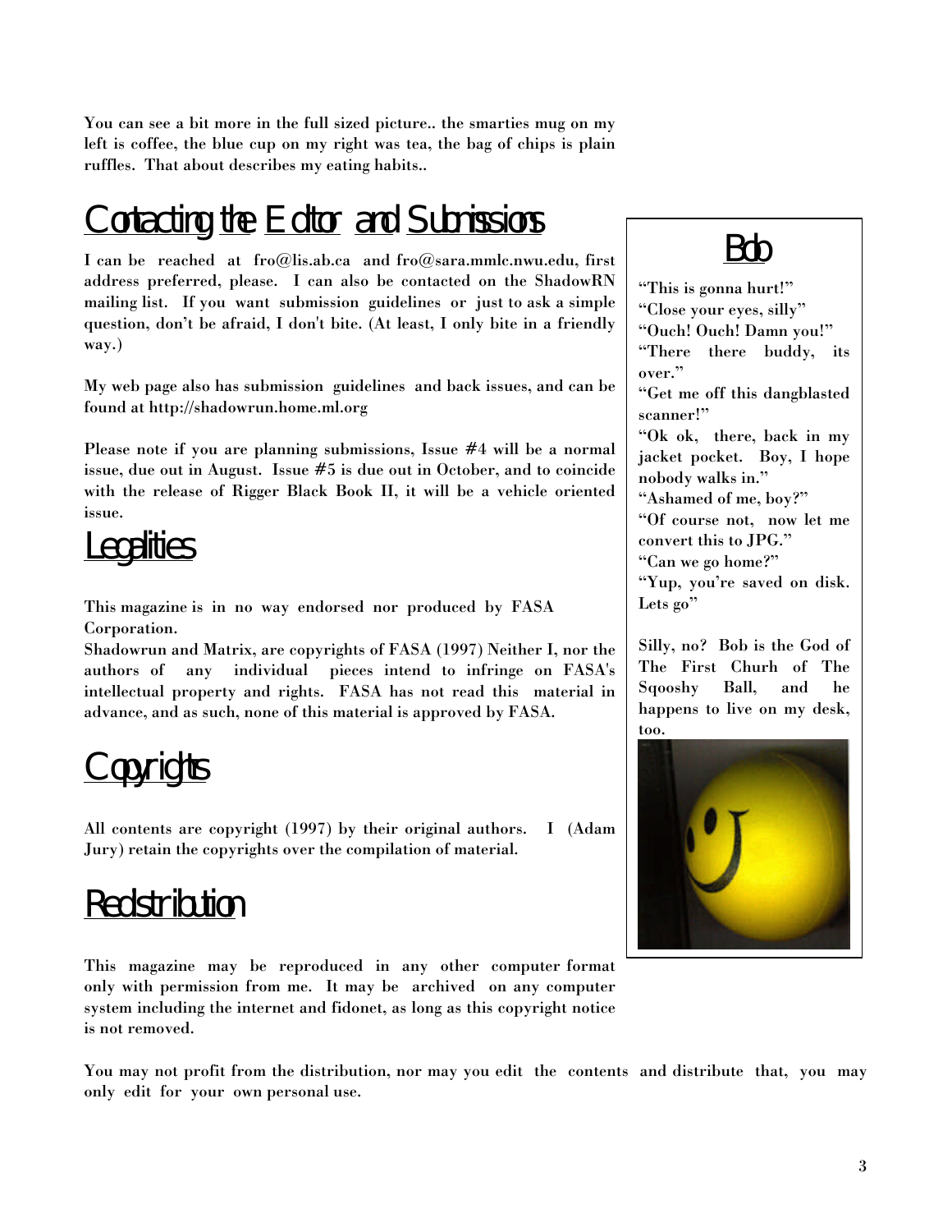You can see a bit more in the full sized picture.. the smarties mug on my left is coffee, the blue cup on my right was tea, the bag of chips is plain ruffles. That about describes my eating habits..

## Contacting the Editor and Submissions

I can be reached at fro@lis.ab.ca and fro@sara.mmlc.nwu.edu, first address preferred, please. I can also be contacted on the ShadowRN mailing list. If you want submission guidelines or just to ask a simple question, don't be afraid, I don't bite. (At least, I only bite in a friendly way.)

My web page also has submission guidelines and back issues, and can be found at http://shadowrun.home.ml.org

Please note if you are planning submissions, Issue #4 will be a normal issue, due out in August. Issue #5 is due out in October, and to coincide with the release of Rigger Black Book II, it will be a vehicle oriented issue.

## Legalities

This magazine is in no way endorsed nor produced by FASA Corporation.

Shadowrun and Matrix, are copyrights of FASA (1997) Neither I, nor the authors of any individual pieces intend to infringe on FASA's intellectual property and rights. FASA has not read this material in advance, and as such, none of this material is approved by FASA.

## Copyrights

All contents are copyright (1997) by their original authors. I (Adam Jury) retain the copyrights over the compilation of material.

## Redistribution

This magazine may be reproduced in any other computer format only with permission from me. It may be archived on any computer system including the internet and fidonet, as long as this copyright notice is not removed.

You may not profit from the distribution, nor may you edit the contents and distribute that, you may only edit for your own personal use.

## Bob

"This is gonna hurt!"
"Close your eyes, silly"
"Ouch! Ouch! Damn you!"
"There there buddy, its over."
"Get me off this dangblasted scanner!"
"Ok ok, there, back in my jacket pocket. Boy, I hope nobody walks in."
"Ashamed of me, boy?"
"Of course not, now let me convert this to JPG."
"Can we go home?"
"Yup, you're saved on disk. Lets go"

Silly, no? Bob is the God of The First Churh of The Sqooshy Ball, and he happens to live on my desk, too.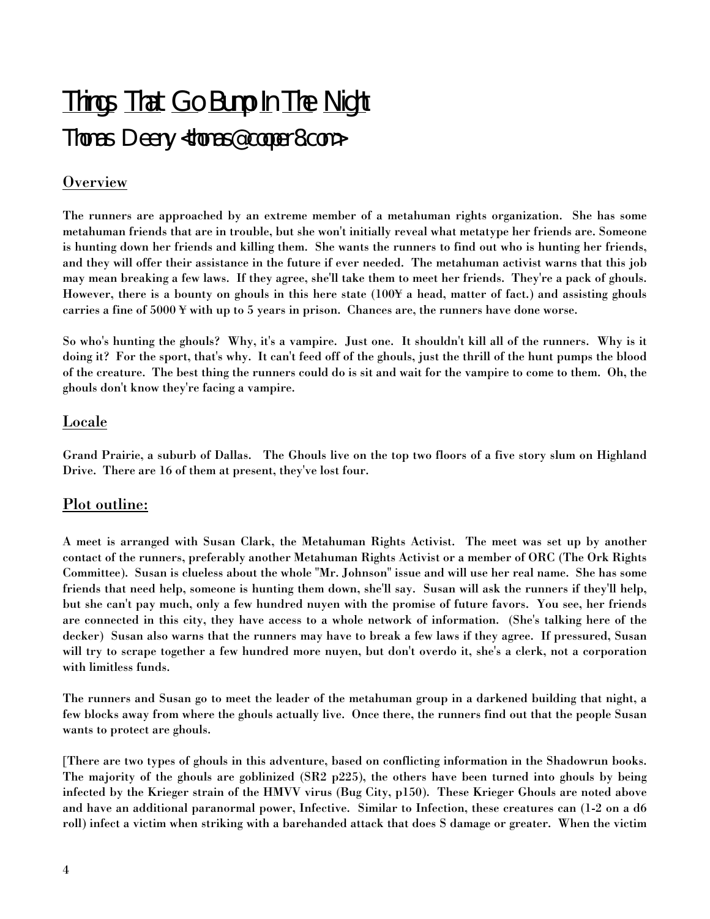# Things That Go Bump In The Night

## Thomas Deery <thomas@cooper8.com>

### Overview

The runners are approached by an extreme member of a metahuman rights organization. She has some metahuman friends that are in trouble, but she won't initially reveal what metatype her friends are. Someone is hunting down her friends and killing them. She wants the runners to find out who is hunting her friends, and they will offer their assistance in the future if ever needed. The metahuman activist warns that this job may mean breaking a few laws. If they agree, she'll take them to meet her friends. They're a pack of ghouls. However, there is a bounty on ghouls in this here state (100¥ a head, matter of fact.) and assisting ghouls carries a fine of 5000 ¥ with up to 5 years in prison. Chances are, the runners have done worse.

So who's hunting the ghouls? Why, it's a vampire. Just one. It shouldn't kill all of the runners. Why is it doing it? For the sport, that's why. It can't feed off of the ghouls, just the thrill of the hunt pumps the blood of the creature. The best thing the runners could do is sit and wait for the vampire to come to them. Oh, the ghouls don't know they're facing a vampire.

### Locale

Grand Prairie, a suburb of Dallas. The Ghouls live on the top two floors of a five story slum on Highland Drive. There are 16 of them at present, they've lost four.

### Plot outline:

A meet is arranged with Susan Clark, the Metahuman Rights Activist. The meet was set up by another contact of the runners, preferably another Metahuman Rights Activist or a member of ORC (The Ork Rights Committee). Susan is clueless about the whole "Mr. Johnson" issue and will use her real name. She has some friends that need help, someone is hunting them down, she'll say. Susan will ask the runners if they'll help, but she can't pay much, only a few hundred nuyen with the promise of future favors. You see, her friends are connected in this city, they have access to a whole network of information. (She's talking here of the decker) Susan also warns that the runners may have to break a few laws if they agree. If pressured, Susan will try to scrape together a few hundred more nuyen, but don't overdo it, she's a clerk, not a corporation with limitless funds.

The runners and Susan go to meet the leader of the metahuman group in a darkened building that night, a few blocks away from where the ghouls actually live. Once there, the runners find out that the people Susan wants to protect are ghouls.

[There are two types of ghouls in this adventure, based on conflicting information in the Shadowrun books. The majority of the ghouls are goblinized (SR2 p225), the others have been turned into ghouls by being infected by the Krieger strain of the HMVV virus (Bug City, p150). These Krieger Ghouls are noted above and have an additional paranormal power, Infective. Similar to Infection, these creatures can (1-2 on a d6 roll) infect a victim when striking with a barehanded attack that does S damage or greater. When the victim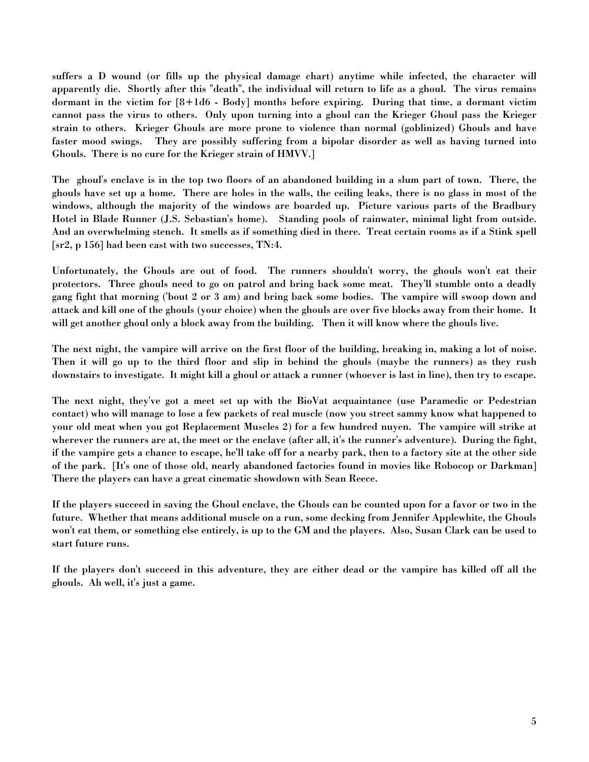**suffers a D wound (or fills up the physical damage chart) anytime while infected, the character will apparently die. Shortly after this "death", the individual will return to life as a ghoul. The virus remains dormant in the victim for [8+1d6 - Body] months before expiring. During that time, a dormant victim cannot pass the virus to others. Only upon turning into a ghoul can the Krieger Ghoul pass the Krieger strain to others. Krieger Ghouls are more prone to violence than normal (goblinized) Ghouls and have faster mood swings. They are possibly suffering from a bipolar disorder as well as having turned into Ghouls. There is no cure for the Krieger strain of HMVV.]**

**The ghoul's enclave is in the top two floors of an abandoned building in a slum part of town. There, the ghouls have set up a home. There are holes in the walls, the ceiling leaks, there is no glass in most of the windows, although the majority of the windows are boarded up. Picture various parts of the Bradbury Hotel in Blade Runner (J.S. Sebastian's home). Standing pools of rainwater, minimal light from outside. And an overwhelming stench. It smells as if something died in there. Treat certain rooms as if a Stink spell [sr2, p 156] had been cast with two successes, TN:4.**

**Unfortunately, the Ghouls are out of food. The runners shouldn't worry, the ghouls won't eat their protectors. Three ghouls need to go on patrol and bring back some meat. They'll stumble onto a deadly gang fight that morning ('bout 2 or 3 am) and bring back some bodies. The vampire will swoop down and attack and kill one of the ghouls (your choice) when the ghouls are over five blocks away from their home. It will get another ghoul only a block away from the building. Then it will know where the ghouls live.**

**The next night, the vampire will arrive on the first floor of the building, breaking in, making a lot of noise. Then it will go up to the third floor and slip in behind the ghouls (maybe the runners) as they rush downstairs to investigate. It might kill a ghoul or attack a runner (whoever is last in line), then try to escape.**

**The next night, they've got a meet set up with the BioVat acquaintance (use Paramedic or Pedestrian contact) who will manage to lose a few packets of real muscle (now you street sammy know what happened to your old meat when you got Replacement Muscles 2) for a few hundred nuyen. The vampire will strike at wherever the runners are at, the meet or the enclave (after all, it's the runner's adventure). During the fight, if the vampire gets a chance to escape, he'll take off for a nearby park, then to a factory site at the other side of the park. [It's one of those old, nearly abandoned factories found in movies like Robocop or Darkman] There the players can have a great cinematic showdown with Sean Reece.**

**If the players succeed in saving the Ghoul enclave, the Ghouls can be counted upon for a favor or two in the future. Whether that means additional muscle on a run, some decking from Jennifer Applewhite, the Ghouls won't eat them, or something else entirely, is up to the GM and the players. Also, Susan Clark can be used to start future runs.**

**If the players don't succeed in this adventure, they are either dead or the vampire has killed off all the ghouls. Ah well, it's just a game.**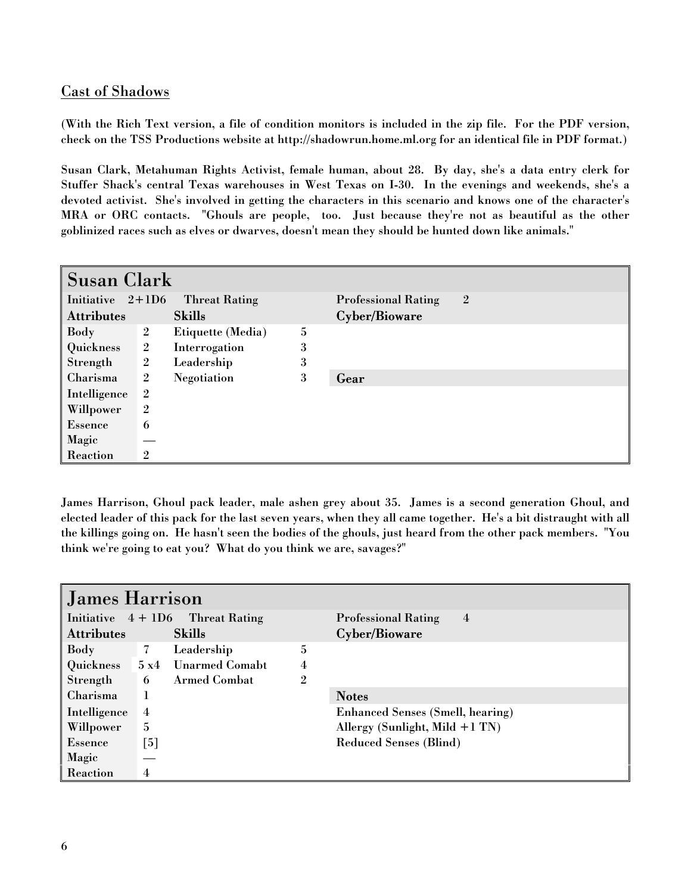## Cast of Shadows

**(With the Rich Text version, a file of condition monitors is included in the zip file. For the PDF version, check on the TSS Productions website at http://shadowrun.home.ml.org for an identical file in PDF format.)**

**Susan Clark, Metahuman Rights Activist, female human, about 28. By day, she's a data entry clerk for Stuffer Shack's central Texas warehouses in West Texas on I-30. In the evenings and weekends, she's a devoted activist. She's involved in getting the characters in this scenario and knows one of the character's MRA or ORC contacts. "Ghouls are people, too. Just because they're not as beautiful as the other goblinized races such as elves or dwarves, doesn't mean they should be hunted down like animals."**

| Susan Clark | | | | |
|---|---|---|---|---|
| **Initiative** 2+1D6 | | **Threat Rating** | | **Professional Rating** 2 |
| **Attributes** | | **Skills** | | **Cyber/Bioware** |
| Body | 2 | Etiquette (Media) | 5 | |
| Quickness | 2 | Interrogation | 3 | |
| Strength | 2 | Leadership | 3 | |
| Charisma | 2 | Negotiation | 3 | **Gear** |
| Intelligence | 2 | | | |
| Willpower | 2 | | | |
| Essence | 6 | | | |
| Magic | — | | | |
| Reaction | 2 | | | |

**James Harrison, Ghoul pack leader, male ashen grey about 35. James is a second generation Ghoul, and elected leader of this pack for the last seven years, when they all came together. He's a bit distraught with all the killings going on. He hasn't seen the bodies of the ghouls, just heard from the other pack members. "You think we're going to eat you? What do you think we are, savages?"**

| James Harrison | | | | |
|---|---|---|---|---|
| **Initiative** 4 + 1D6 | | **Threat Rating** | | **Professional Rating** 4 |
| **Attributes** | | **Skills** | | **Cyber/Bioware** |
| Body | 7 | Leadership | 5 | |
| Quickness | 5 x4 | Unarmed Comabt | 4 | |
| Strength | 6 | Armed Combat | 2 | |
| Charisma | 1 | | | **Notes** |
| Intelligence | 4 | | | Enhanced Senses (Smell, hearing) |
| Willpower | 5 | | | Allergy (Sunlight, Mild +1 TN) |
| Essence | [5] | | | Reduced Senses (Blind) |
| Magic | — | | | |
| Reaction | 4 | | | |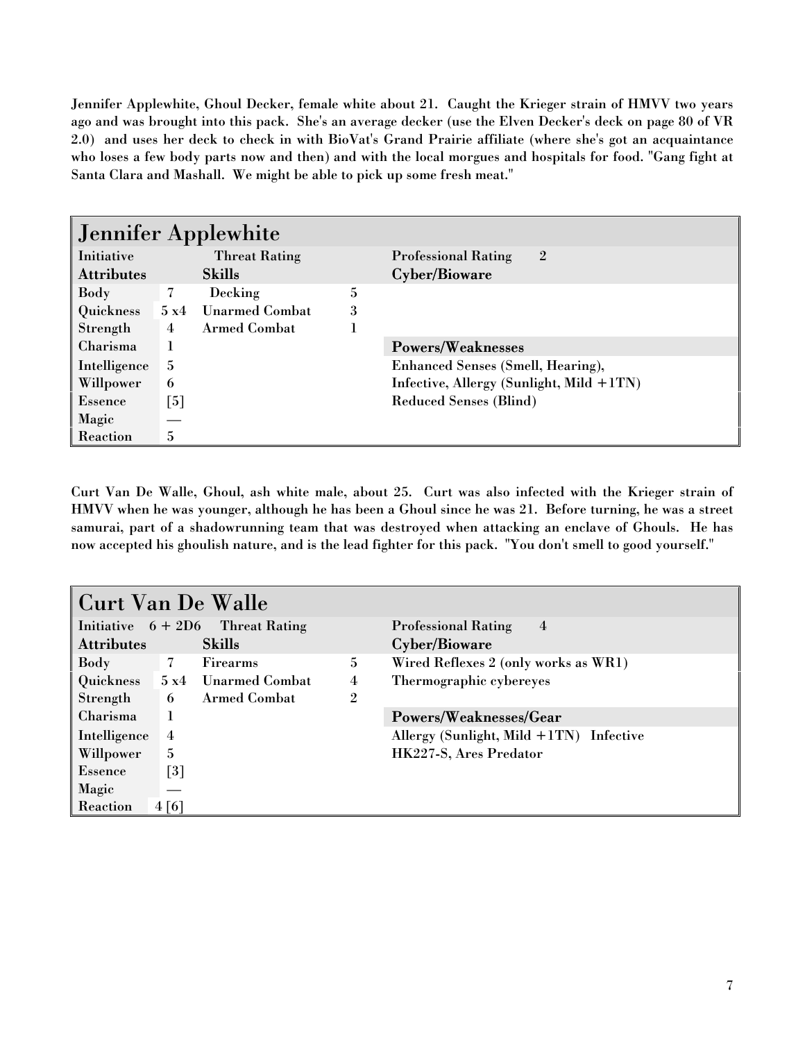**Jennifer Applewhite, Ghoul Decker, female white about 21. Caught the Krieger strain of HMVV two years ago and was brought into this pack. She's an average decker (use the Elven Decker's deck on page 80 of VR 2.0) and uses her deck to check in with BioVat's Grand Prairie affiliate (where she's got an acquaintance who loses a few body parts now and then) and with the local morgues and hospitals for food. "Gang fight at Santa Clara and Mashall. We might be able to pick up some fresh meat."**

## Jennifer Applewhite

| Initiative | | Threat Rating | | Professional Rating 2 |
|---|---|---|---|---|
| **Attributes** | | **Skills** | | **Cyber/Bioware** |
| Body | 7 | Decking | 5 | |
| Quickness | 5 x4 | Unarmed Combat | 3 | |
| Strength | 4 | Armed Combat | 1 | |
| Charisma | 1 | | | **Powers/Weaknesses** |
| Intelligence | 5 | | | Enhanced Senses (Smell, Hearing), |
| Willpower | 6 | | | Infective, Allergy (Sunlight, Mild +1TN) |
| Essence | [5] | | | Reduced Senses (Blind) |
| Magic | — | | | |
| Reaction | 5 | | | |

**Curt Van De Walle, Ghoul, ash white male, about 25. Curt was also infected with the Krieger strain of HMVV when he was younger, although he has been a Ghoul since he was 21. Before turning, he was a street samurai, part of a shadowrunning team that was destroyed when attacking an enclave of Ghouls. He has now accepted his ghoulish nature, and is the lead fighter for this pack. "You don't smell to good yourself."**

## Curt Van De Walle

| Initiative | 6 + 2D6 | Threat Rating | | Professional Rating 4 |
|---|---|---|---|---|
| **Attributes** | | **Skills** | | **Cyber/Bioware** |
| Body | 7 | Firearms | 5 | Wired Reflexes 2 (only works as WR1) |
| Quickness | 5 x4 | Unarmed Combat | 4 | Thermographic cybereyes |
| Strength | 6 | Armed Combat | 2 | |
| Charisma | 1 | | | **Powers/Weaknesses/Gear** |
| Intelligence | 4 | | | Allergy (Sunlight, Mild +1TN) Infective |
| Willpower | 5 | | | HK227-S, Ares Predator |
| Essence | [3] | | | |
| Magic | — | | | |
| Reaction | 4 [6] | | | |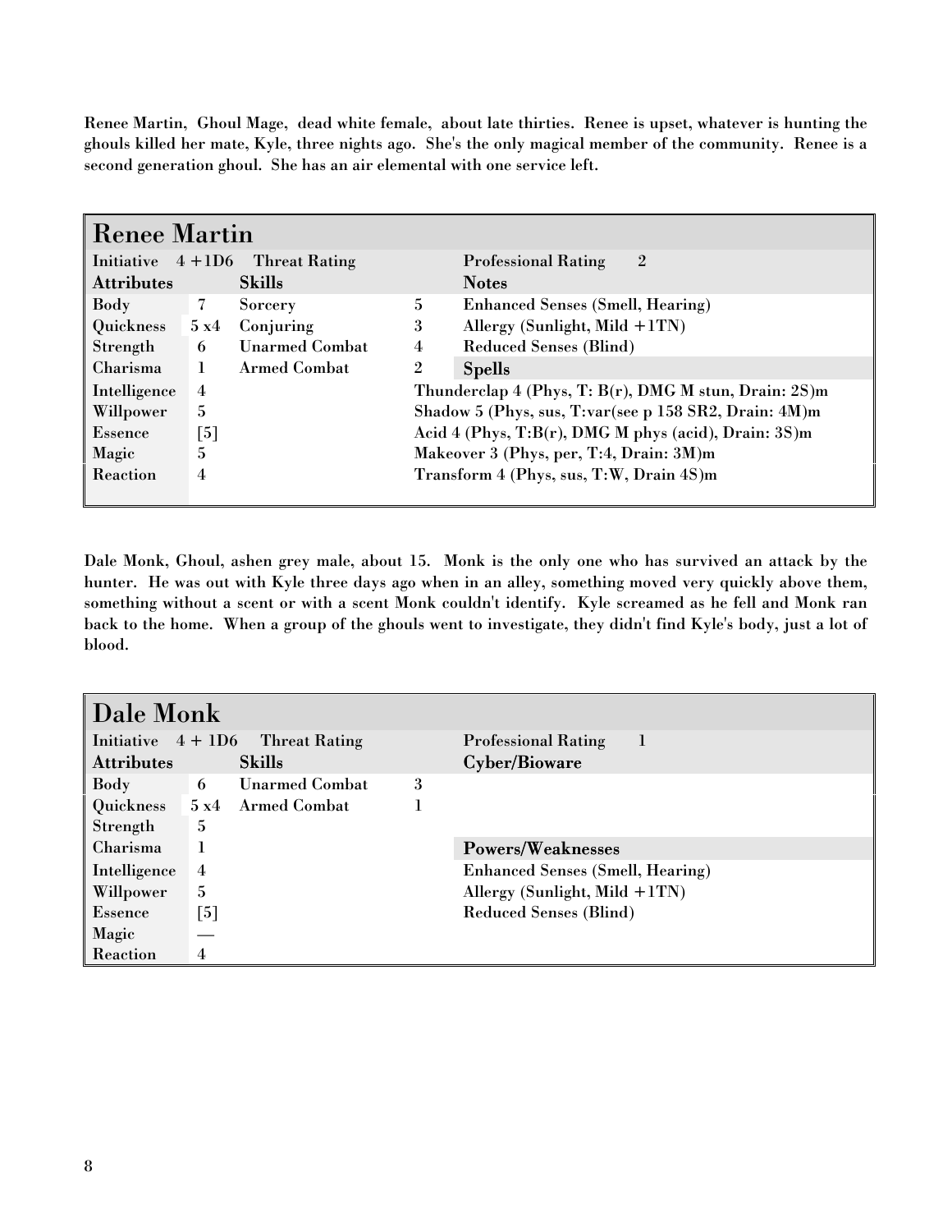Renee Martin, Ghoul Mage, dead white female, about late thirties. Renee is upset, whatever is hunting the ghouls killed her mate, Kyle, three nights ago. She's the only magical member of the community. Renee is a second generation ghoul. She has an air elemental with one service left.

| Renee Martin | | | | |
|---|---|---|---|---|
| Initiative 4 +1D6 | | Threat Rating | | Professional Rating 2 |
| **Attributes** | | **Skills** | | **Notes** |
| Body | 7 | Sorcery | 5 | Enhanced Senses (Smell, Hearing) |
| Quickness | 5 x4 | Conjuring | 3 | Allergy (Sunlight, Mild +1TN) |
| Strength | 6 | Unarmed Combat | 4 | Reduced Senses (Blind) |
| Charisma | 1 | Armed Combat | 2 | **Spells** |
| Intelligence | 4 | | | Thunderclap 4 (Phys, T: B(r), DMG M stun, Drain: 2S)m |
| Willpower | 5 | | | Shadow 5 (Phys, sus, T:var(see p 158 SR2, Drain: 4M)m |
| Essence | [5] | | | Acid 4 (Phys, T:B(r), DMG M phys (acid), Drain: 3S)m |
| Magic | 5 | | | Makeover 3 (Phys, per, T:4, Drain: 3M)m |
| Reaction | 4 | | | Transform 4 (Phys, sus, T:W, Drain 4S)m |

Dale Monk, Ghoul, ashen grey male, about 15. Monk is the only one who has survived an attack by the hunter. He was out with Kyle three days ago when in an alley, something moved very quickly above them, something without a scent or with a scent Monk couldn't identify. Kyle screamed as he fell and Monk ran back to the home. When a group of the ghouls went to investigate, they didn't find Kyle's body, just a lot of blood.

| Dale Monk | | | | |
|---|---|---|---|---|
| Initiative 4 + 1D6 | | Threat Rating | | Professional Rating 1 |
| **Attributes** | | **Skills** | | **Cyber/Bioware** |
| Body | 6 | Unarmed Combat | 3 | |
| Quickness | 5 x4 | Armed Combat | 1 | |
| Strength | 5 | | | |
| Charisma | 1 | | | **Powers/Weaknesses** |
| Intelligence | 4 | | | Enhanced Senses (Smell, Hearing) |
| Willpower | 5 | | | Allergy (Sunlight, Mild +1TN) |
| Essence | [5] | | | Reduced Senses (Blind) |
| Magic | — | | | |
| Reaction | 4 | | | |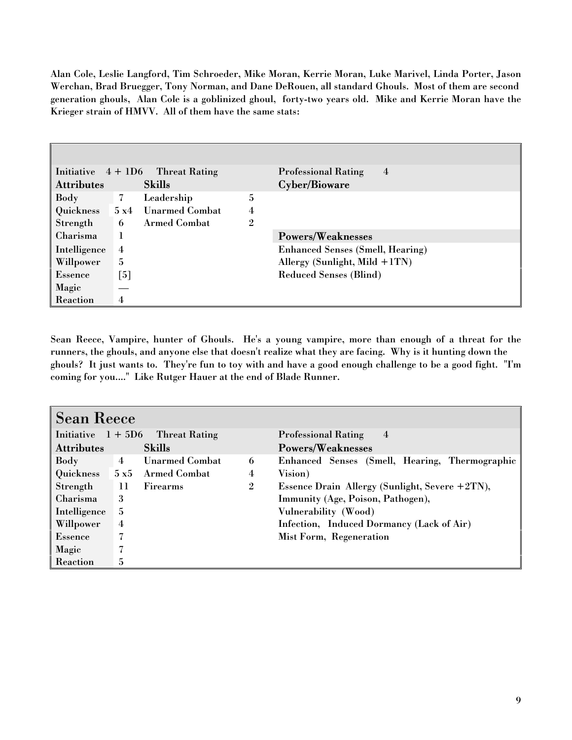**Alan Cole, Leslie Langford, Tim Schroeder, Mike Moran, Kerrie Moran, Luke Marivel, Linda Porter, Jason Werchan, Brad Bruegger, Tony Norman, and Dane DeRouen, all standard Ghouls. Most of them are second generation ghouls, Alan Cole is a goblinized ghoul, forty-two years old. Mike and Kerrie Moran have the Krieger strain of HMVV. All of them have the same stats:**

| | | | | |
|---|---|---|---|---|
| **Initiative** 4 + 1D6 | | **Threat Rating** | | **Professional Rating** 4 |
| **Attributes** | | **Skills** | | **Cyber/Bioware** |
| **Body** | 7 | **Leadership** | 5 | |
| **Quickness** | 5 x4 | **Unarmed Combat** | 4 | |
| **Strength** | 6 | **Armed Combat** | 2 | |
| **Charisma** | 1 | | | **Powers/Weaknesses** |
| **Intelligence** | 4 | | | **Enhanced Senses (Smell, Hearing)** |
| **Willpower** | 5 | | | **Allergy (Sunlight, Mild +1TN)** |
| **Essence** | [5] | | | **Reduced Senses (Blind)** |
| **Magic** | — | | | |
| **Reaction** | 4 | | | |

**Sean Reece, Vampire, hunter of Ghouls. He's a young vampire, more than enough of a threat for the runners, the ghouls, and anyone else that doesn't realize what they are facing. Why is it hunting down the ghouls? It just wants to. They're fun to toy with and have a good enough challenge to be a good fight. "I'm coming for you...." Like Rutger Hauer at the end of Blade Runner.**

## Sean Reece

| | | | | |
|---|---|---|---|---|
| **Initiative** 1 + 5D6 | | **Threat Rating** | | **Professional Rating** 4 |
| **Attributes** | | **Skills** | | **Powers/Weaknesses** |
| **Body** | 4 | **Unarmed Combat** | 6 | **Enhanced Senses (Smell, Hearing, Thermographic Vision)** |
| **Quickness** | 5 x5 | **Armed Combat** | 4 | **Essence Drain Allergy (Sunlight, Severe +2TN),** |
| **Strength** | 11 | **Firearms** | 2 | **Immunity (Age, Poison, Pathogen),** |
| **Charisma** | 3 | | | **Vulnerability (Wood)** |
| **Intelligence** | 5 | | | **Infection, Induced Dormancy (Lack of Air)** |
| **Willpower** | 4 | | | **Mist Form, Regeneration** |
| **Essence** | 7 | | | |
| **Magic** | 7 | | | |
| **Reaction** | 5 | | | |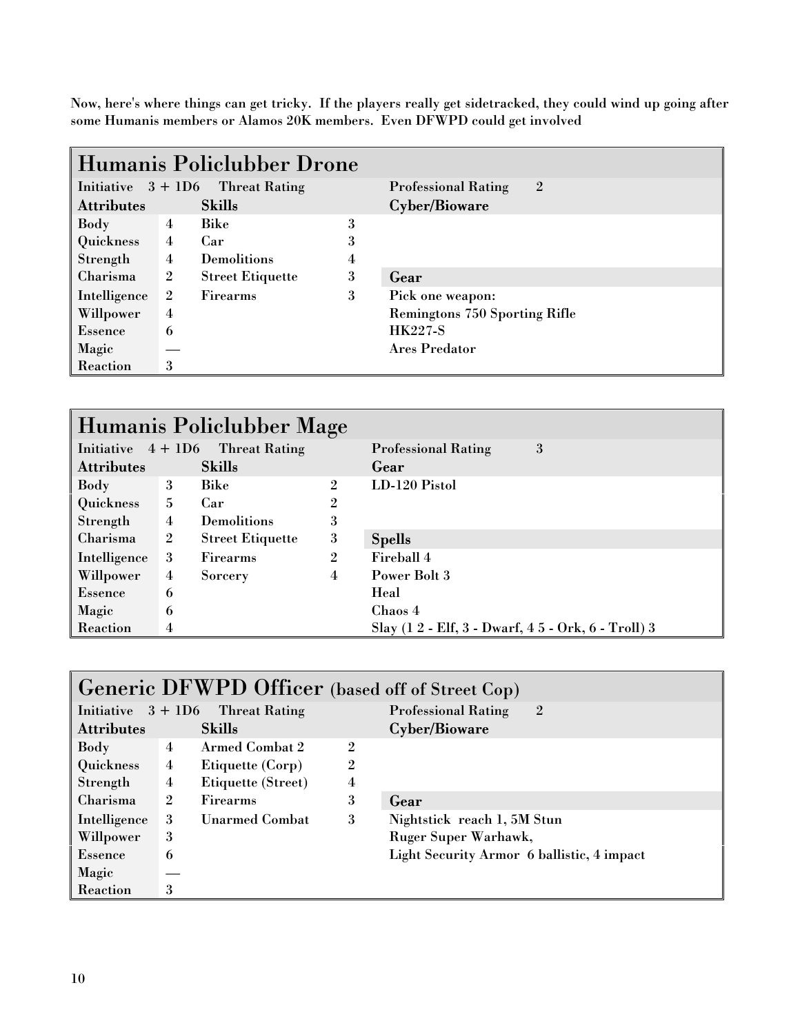Now, here's where things can get tricky. If the players really get sidetracked, they could wind up going after some Humanis members or Alamos 20K members. Even DFWPD could get involved

## Humanis Policlubber Drone

| Initiative | 3 + 1D6 | Threat Rating | | Professional Rating | 2 |
|---|---|---|---|---|---|
| **Attributes** | | **Skills** | | **Cyber/Bioware** | |
| Body | 4 | Bike | 3 | | |
| Quickness | 4 | Car | 3 | | |
| Strength | 4 | Demolitions | 4 | | |
| Charisma | 2 | Street Etiquette | 3 | **Gear** | |
| Intelligence | 2 | Firearms | 3 | Pick one weapon: | |
| Willpower | 4 | | | Remingtons 750 Sporting Rifle | |
| Essence | 6 | | | HK227-S | |
| Magic | — | | | Ares Predator | |
| Reaction | 3 | | | | |

## Humanis Policlubber Mage

| Initiative | 4 + 1D6 | Threat Rating | | Professional Rating | 3 |
|---|---|---|---|---|---|
| **Attributes** | | **Skills** | | **Gear** | |
| Body | 3 | Bike | 2 | LD-120 Pistol | |
| Quickness | 5 | Car | 2 | | |
| Strength | 4 | Demolitions | 3 | | |
| Charisma | 2 | Street Etiquette | 3 | **Spells** | |
| Intelligence | 3 | Firearms | 2 | Fireball 4 | |
| Willpower | 4 | Sorcery | 4 | Power Bolt 3 | |
| Essence | 6 | | | Heal | |
| Magic | 6 | | | Chaos 4 | |
| Reaction | 4 | | | Slay (1 2 - Elf, 3 - Dwarf, 4 5 - Ork, 6 - Troll) 3 | |

## Generic DFWPD Officer (based off of Street Cop)

| Initiative | 3 + 1D6 | Threat Rating | | Professional Rating | 2 |
|---|---|---|---|---|---|
| **Attributes** | | **Skills** | | **Cyber/Bioware** | |
| Body | 4 | Armed Combat 2 | 2 | | |
| Quickness | 4 | Etiquette (Corp) | 2 | | |
| Strength | 4 | Etiquette (Street) | 4 | | |
| Charisma | 2 | Firearms | 3 | **Gear** | |
| Intelligence | 3 | Unarmed Combat | 3 | Nightstick reach 1, 5M Stun | |
| Willpower | 3 | | | Ruger Super Warhawk, | |
| Essence | 6 | | | Light Security Armor 6 ballistic, 4 impact | |
| Magic | — | | | | |
| Reaction | 3 | | | | |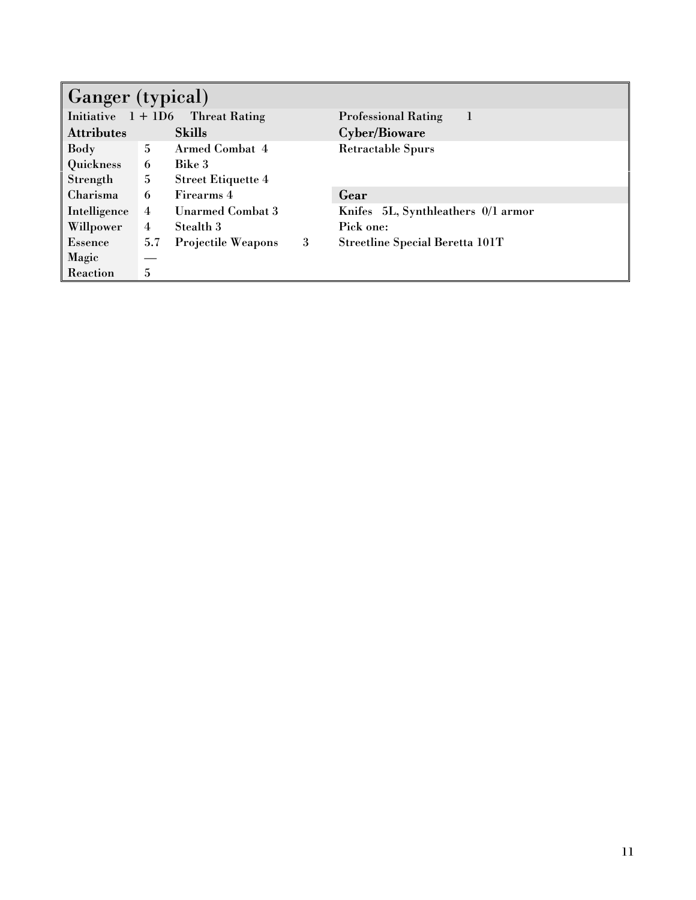## Ganger (typical)

| Initiative 1 + 1D6 | | Threat Rating | | Professional Rating 1 |
|---|---|---|---|---|
| **Attributes** | | **Skills** | | **Cyber/Bioware** |
| Body | 5 | Armed Combat 4 | | Retractable Spurs |
| Quickness | 6 | Bike 3 | | |
| Strength | 5 | Street Etiquette 4 | | |
| Charisma | 6 | Firearms 4 | | **Gear** |
| Intelligence | 4 | Unarmed Combat 3 | | Knifes 5L, Synthleathers 0/1 armor |
| Willpower | 4 | Stealth 3 | | Pick one: |
| Essence | 5.7 | Projectile Weapons | 3 | Streetline Special Beretta 101T |
| Magic | — | | | |
| Reaction | 5 | | | |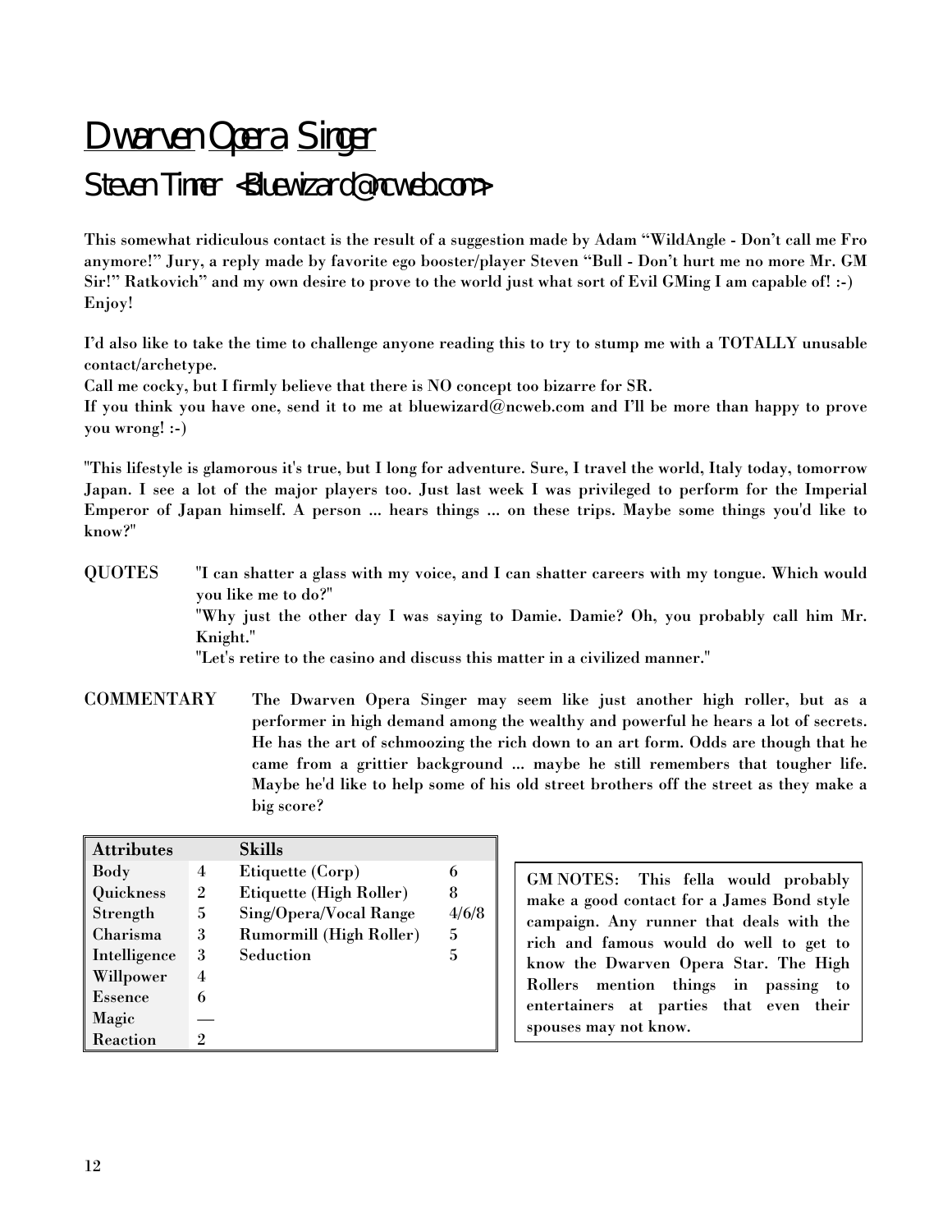# Dwarven Opera Singer

## Steven Timer <Bluewizard@ncweb.com>

**This somewhat ridiculous contact is the result of a suggestion made by Adam “WildAngle - Don’t call me Fro anymore!” Jury, a reply made by favorite ego booster/player Steven “Bull - Don’t hurt me no more Mr. GM Sir!” Ratkovich” and my own desire to prove to the world just what sort of Evil GMing I am capable of! :-) Enjoy!**

**I’d also like to take the time to challenge anyone reading this to try to stump me with a TOTALLY unusable contact/archetype.**
**Call me cocky, but I firmly believe that there is NO concept too bizarre for SR.**
**If you think you have one, send it to me at bluewizard@ncweb.com and I’ll be more than happy to prove you wrong! :-)**

**"This lifestyle is glamorous it's true, but I long for adventure. Sure, I travel the world, Italy today, tomorrow Japan. I see a lot of the major players too. Just last week I was privileged to perform for the Imperial Emperor of Japan himself. A person ... hears things ... on these trips. Maybe some things you'd like to know?"**

**QUOTES** "I can shatter a glass with my voice, and I can shatter careers with my tongue. Which would you like me to do?"
"Why just the other day I was saying to Damie. Damie? Oh, you probably call him Mr. Knight."
"Let's retire to the casino and discuss this matter in a civilized manner."

**COMMENTARY** The Dwarven Opera Singer may seem like just another high roller, but as a performer in high demand among the wealthy and powerful he hears a lot of secrets. He has the art of schmoozing the rich down to an art form. Odds are though that he came from a grittier background ... maybe he still remembers that tougher life. Maybe he'd like to help some of his old street brothers off the street as they make a big score?

| Attributes | | Skills | |
|---|---|---|---|
| Body | 4 | Etiquette (Corp) | 6 |
| Quickness | 2 | Etiquette (High Roller) | 8 |
| Strength | 5 | Sing/Opera/Vocal Range | 4/6/8 |
| Charisma | 3 | Rumormill (High Roller) | 5 |
| Intelligence | 3 | Seduction | 5 |
| Willpower | 4 | | |
| Essence | 6 | | |
| Magic | — | | |
| Reaction | 2 | | |

**GM NOTES: This fella would probably make a good contact for a James Bond style campaign. Any runner that deals with the rich and famous would do well to get to know the Dwarven Opera Star. The High Rollers mention things in passing to entertainers at parties that even their spouses may not know.**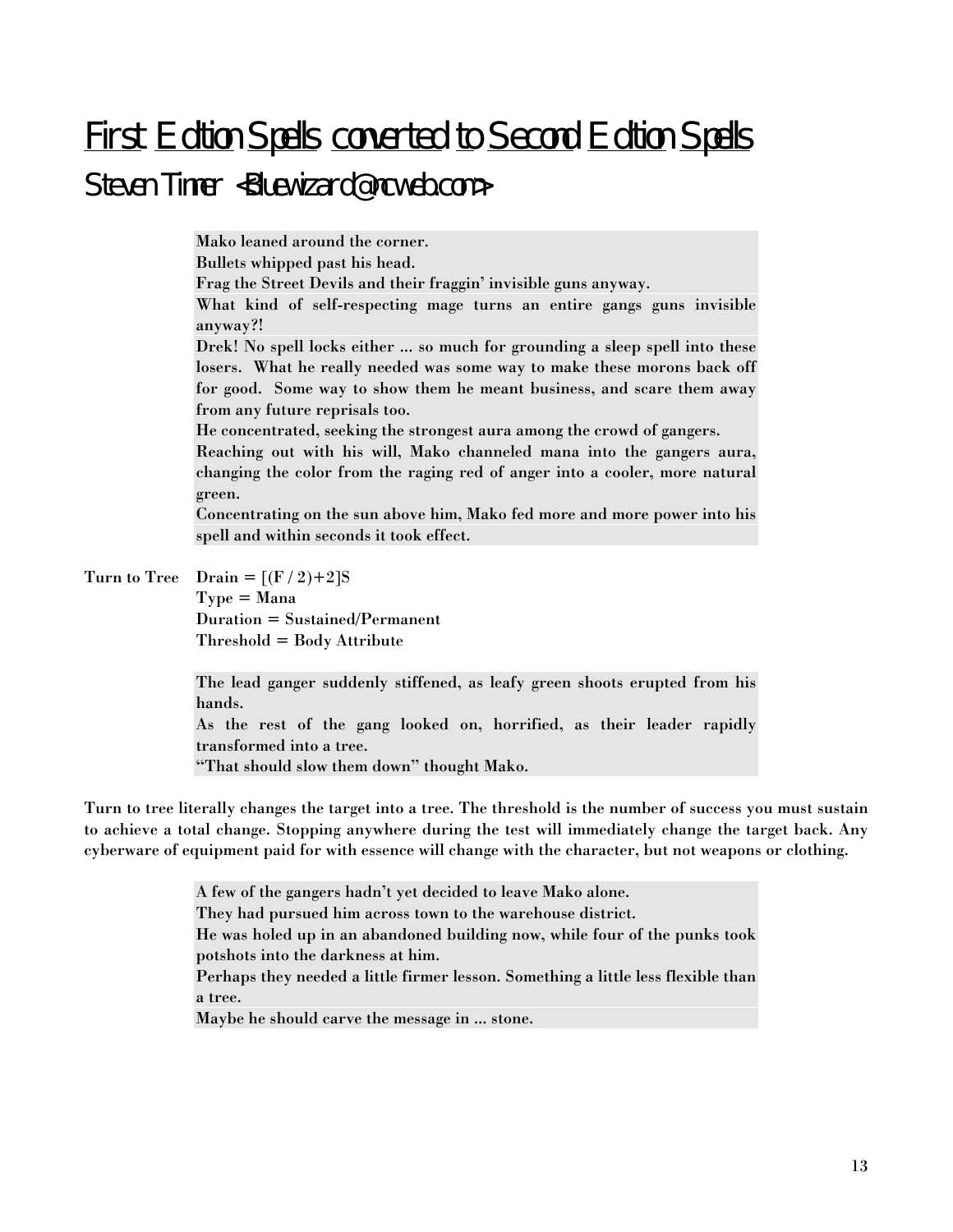# First Edition Spells converted to Second Edition Spells

## Steven Timer <Bluewizard@ncweb.com>

> **Mako leaned around the corner.**
> **Bullets whipped past his head.**
> **Frag the Street Devils and their fraggin' invisible guns anyway.**
> **What kind of self-respecting mage turns an entire gangs guns invisible anyway?!**
> **Drek! No spell locks either ... so much for grounding a sleep spell into these losers. What he really needed was some way to make these morons back off for good. Some way to show them he meant business, and scare them away from any future reprisals too.**
> **He concentrated, seeking the strongest aura among the crowd of gangers.**
> **Reaching out with his will, Mako channeled mana into the gangers aura, changing the color from the raging red of anger into a cooler, more natural green.**
> **Concentrating on the sun above him, Mako fed more and more power into his spell and within seconds it took effect.**

**Turn to Tree** Drain = [(F / 2)+2]S
Type = Mana
Duration = Sustained/Permanent
Threshold = Body Attribute

> **The lead ganger suddenly stiffened, as leafy green shoots erupted from his hands.**
> **As the rest of the gang looked on, horrified, as their leader rapidly transformed into a tree.**
> **"That should slow them down" thought Mako.**

Turn to tree literally changes the target into a tree. The threshold is the number of success you must sustain to achieve a total change. Stopping anywhere during the test will immediately change the target back. Any cyberware of equipment paid for with essence will change with the character, but not weapons or clothing.

> **A few of the gangers hadn't yet decided to leave Mako alone.**
> **They had pursued him across town to the warehouse district.**
> **He was holed up in an abandoned building now, while four of the punks took potshots into the darkness at him.**
> **Perhaps they needed a little firmer lesson. Something a little less flexible than a tree.**
> **Maybe he should carve the message in ... stone.**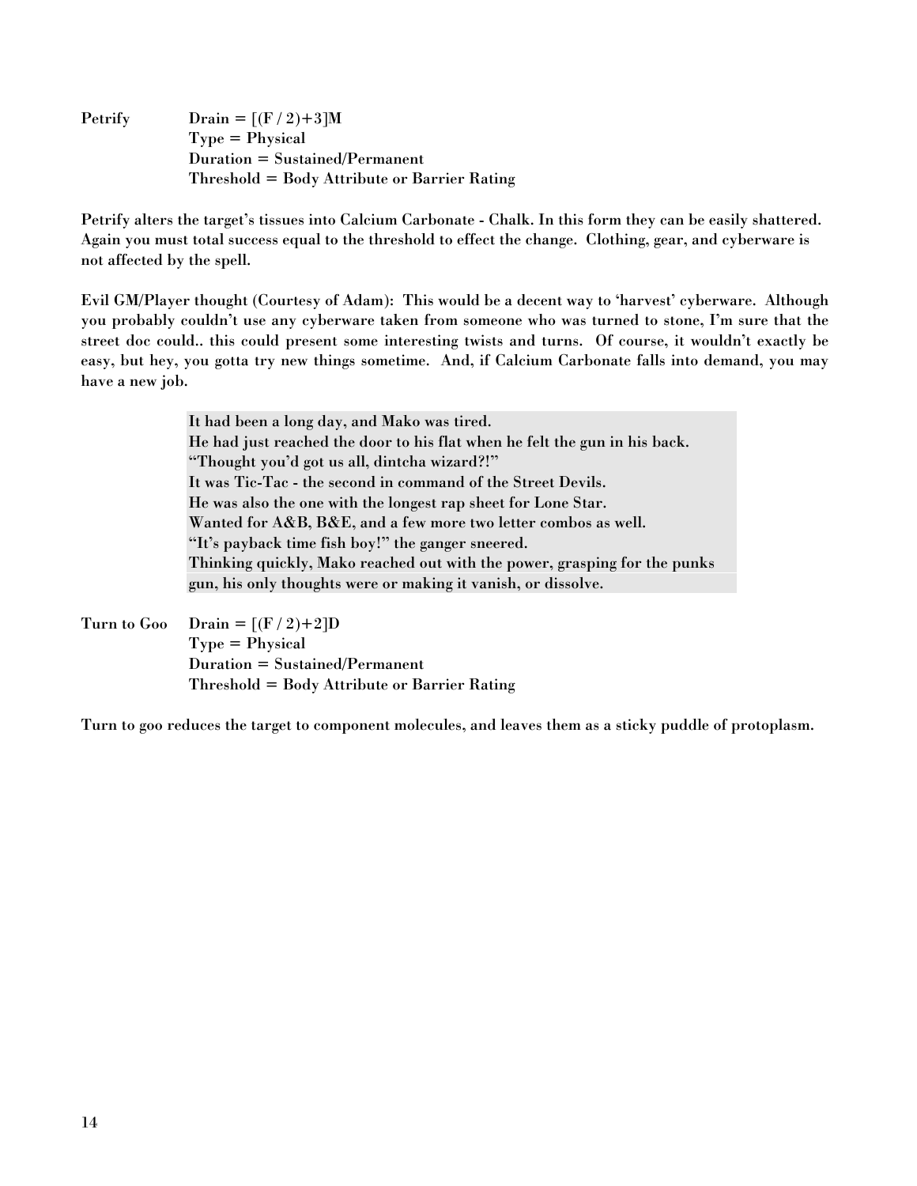**Petrify**
Drain = [(F / 2)+3]M
Type = Physical
Duration = Sustained/Permanent
Threshold = Body Attribute or Barrier Rating

Petrify alters the target's tissues into Calcium Carbonate - Chalk. In this form they can be easily shattered. Again you must total success equal to the threshold to effect the change. Clothing, gear, and cyberware is not affected by the spell.

Evil GM/Player thought (Courtesy of Adam): This would be a decent way to 'harvest' cyberware. Although you probably couldn't use any cyberware taken from someone who was turned to stone, I'm sure that the street doc could.. this could present some interesting twists and turns. Of course, it wouldn't exactly be easy, but hey, you gotta try new things sometime. And, if Calcium Carbonate falls into demand, you may have a new job.

> It had been a long day, and Mako was tired.
> He had just reached the door to his flat when he felt the gun in his back.
> "Thought you'd got us all, dintcha wizard?!"
> It was Tic-Tac - the second in command of the Street Devils.
> He was also the one with the longest rap sheet for Lone Star.
> Wanted for A&B, B&E, and a few more two letter combos as well.
> "It's payback time fish boy!" the ganger sneered.
> Thinking quickly, Mako reached out with the power, grasping for the punks gun, his only thoughts were or making it vanish, or dissolve.

**Turn to Goo**
Drain = [(F / 2)+2]D
Type = Physical
Duration = Sustained/Permanent
Threshold = Body Attribute or Barrier Rating

Turn to goo reduces the target to component molecules, and leaves them as a sticky puddle of protoplasm.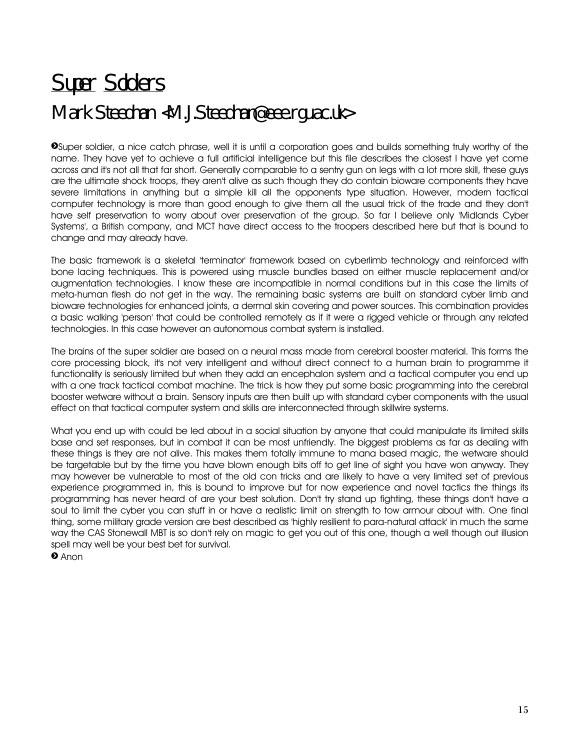# Super Soldiers

## Mark Steechan <M.J.Steechan@eee.rgu.ac.uk>

➋Super soldier, a nice catch phrase, well it is until a corporation goes and builds something truly worthy of the name. They have yet to achieve a full artificial intelligence but this file describes the closest I have yet come across and it's not all that far short. Generally comparable to a sentry gun on legs with a lot more skill, these guys are the ultimate shock troops, they aren't alive as such though they do contain bioware components they have severe limitations in anything but a simple kill all the opponents type situation. However, modern tactical computer technology is more than good enough to give them all the usual trick of the trade and they don't have self preservation to worry about over preservation of the group. So far I believe only 'Midlands Cyber Systems', a British company, and MCT have direct access to the troopers described here but that is bound to change and may already have.

The basic framework is a skeletal 'terminator' framework based on cyberlimb technology and reinforced with bone lacing techniques. This is powered using muscle bundles based on either muscle replacement and/or augmentation technologies. I know these are incompatible in normal conditions but in this case the limits of meta-human flesh do not get in the way. The remaining basic systems are built on standard cyber limb and bioware technologies for enhanced joints, a dermal skin covering and power sources. This combination provides a basic walking 'person' that could be controlled remotely as if it were a rigged vehicle or through any related technologies. In this case however an autonomous combat system is installed.

The brains of the super soldier are based on a neural mass made from cerebral booster material. This forms the core processing block, it's not very intelligent and without direct connect to a human brain to programme it functionality is seriously limited but when they add an encephalon system and a tactical computer you end up with a one track tactical combat machine. The trick is how they put some basic programming into the cerebral booster wetware without a brain. Sensory inputs are then built up with standard cyber components with the usual effect on that tactical computer system and skills are interconnected through skillwire systems.

What you end up with could be led about in a social situation by anyone that could manipulate its limited skills base and set responses, but in combat it can be most unfriendly. The biggest problems as far as dealing with these things is they are not alive. This makes them totally immune to mana based magic, the wetware should be targetable but by the time you have blown enough bits off to get line of sight you have won anyway. They may however be vulnerable to most of the old con tricks and are likely to have a very limited set of previous experience programmed in, this is bound to improve but for now experience and novel tactics the things its programming has never heard of are your best solution. Don't try stand up fighting, these things don't have a soul to limit the cyber you can stuff in or have a realistic limit on strength to tow armour about with. One final thing, some military grade version are best described as 'highly resilient to para-natural attack' in much the same way the CAS Stonewall MBT is so don't rely on magic to get you out of this one, though a well though out illusion spell may well be your best bet for survival.

➋ Anon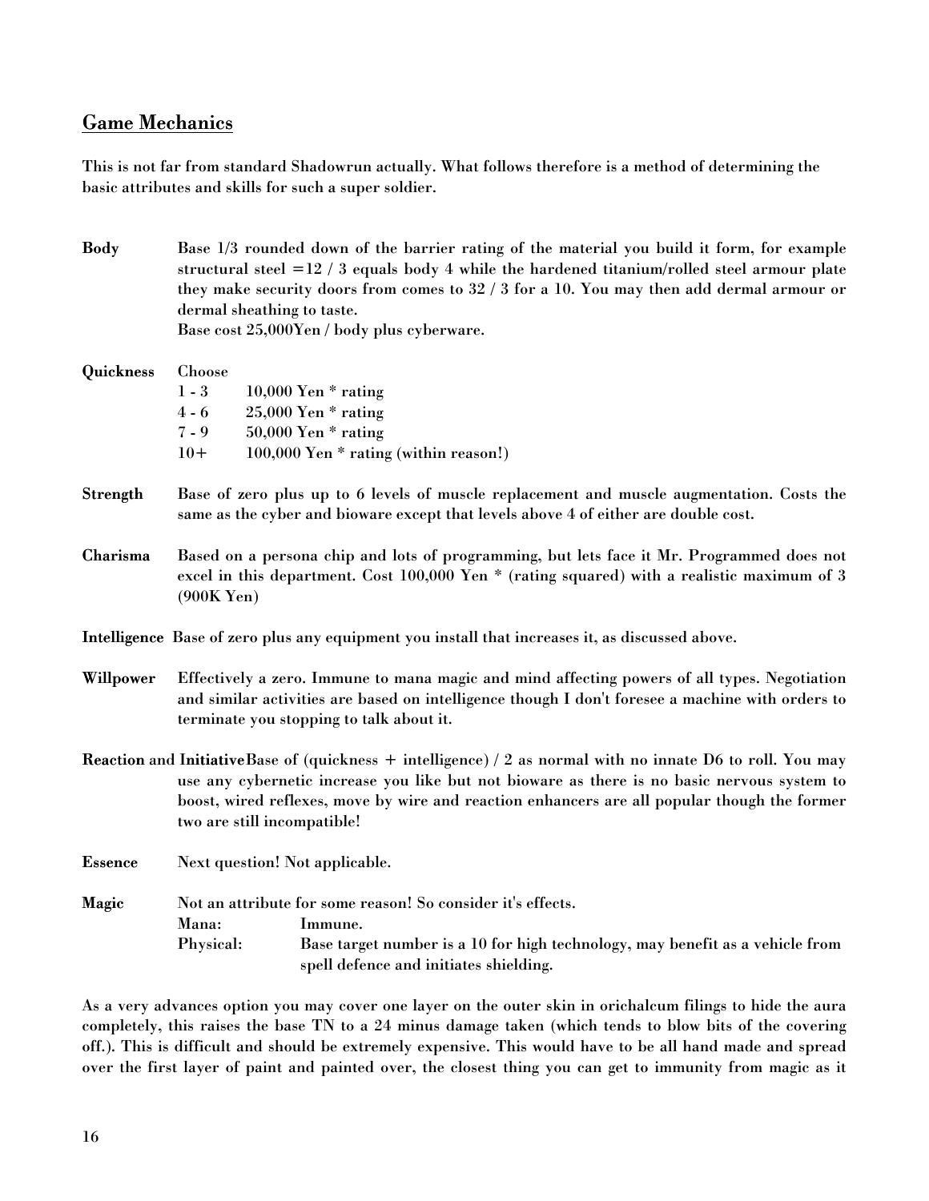## Game Mechanics

**This is not far from standard Shadowrun actually. What follows therefore is a method of determining the basic attributes and skills for such a super soldier.**

**Body** — Base 1/3 rounded down of the barrier rating of the material you build it form, for example structural steel =12 / 3 equals body 4 while the hardened titanium/rolled steel armour plate they make security doors from comes to 32 / 3 for a 10. You may then add dermal armour or dermal sheathing to taste.
Base cost 25,000Yen / body plus cyberware.

**Quickness** — Choose

| Rating | Cost |
|---|---|
| 1 - 3 | 10,000 Yen * rating |
| 4 - 6 | 25,000 Yen * rating |
| 7 - 9 | 50,000 Yen * rating |
| 10+ | 100,000 Yen * rating (within reason!) |

**Strength** — Base of zero plus up to 6 levels of muscle replacement and muscle augmentation. Costs the same as the cyber and bioware except that levels above 4 of either are double cost.

**Charisma** — Based on a persona chip and lots of programming, but lets face it Mr. Programmed does not excel in this department. Cost 100,000 Yen * (rating squared) with a realistic maximum of 3 (900K Yen)

**Intelligence** — Base of zero plus any equipment you install that increases it, as discussed above.

**Willpower** — Effectively a zero. Immune to mana magic and mind affecting powers of all types. Negotiation and similar activities are based on intelligence though I don't foresee a machine with orders to terminate you stopping to talk about it.

**Reaction and Initiative** — Base of (quickness + intelligence) / 2 as normal with no innate D6 to roll. You may use any cybernetic increase you like but not bioware as there is no basic nervous system to boost, wired reflexes, move by wire and reaction enhancers are all popular though the former two are still incompatible!

**Essence** — Next question! Not applicable.

**Magic** — Not an attribute for some reason! So consider it's effects.

- Mana: Immune.
- Physical: Base target number is a 10 for high technology, may benefit as a vehicle from spell defence and initiates shielding.

**As a very advances option you may cover one layer on the outer skin in orichalcum filings to hide the aura completely, this raises the base TN to a 24 minus damage taken (which tends to blow bits of the covering off.). This is difficult and should be extremely expensive. This would have to be all hand made and spread over the first layer of paint and painted over, the closest thing you can get to immunity from magic as it**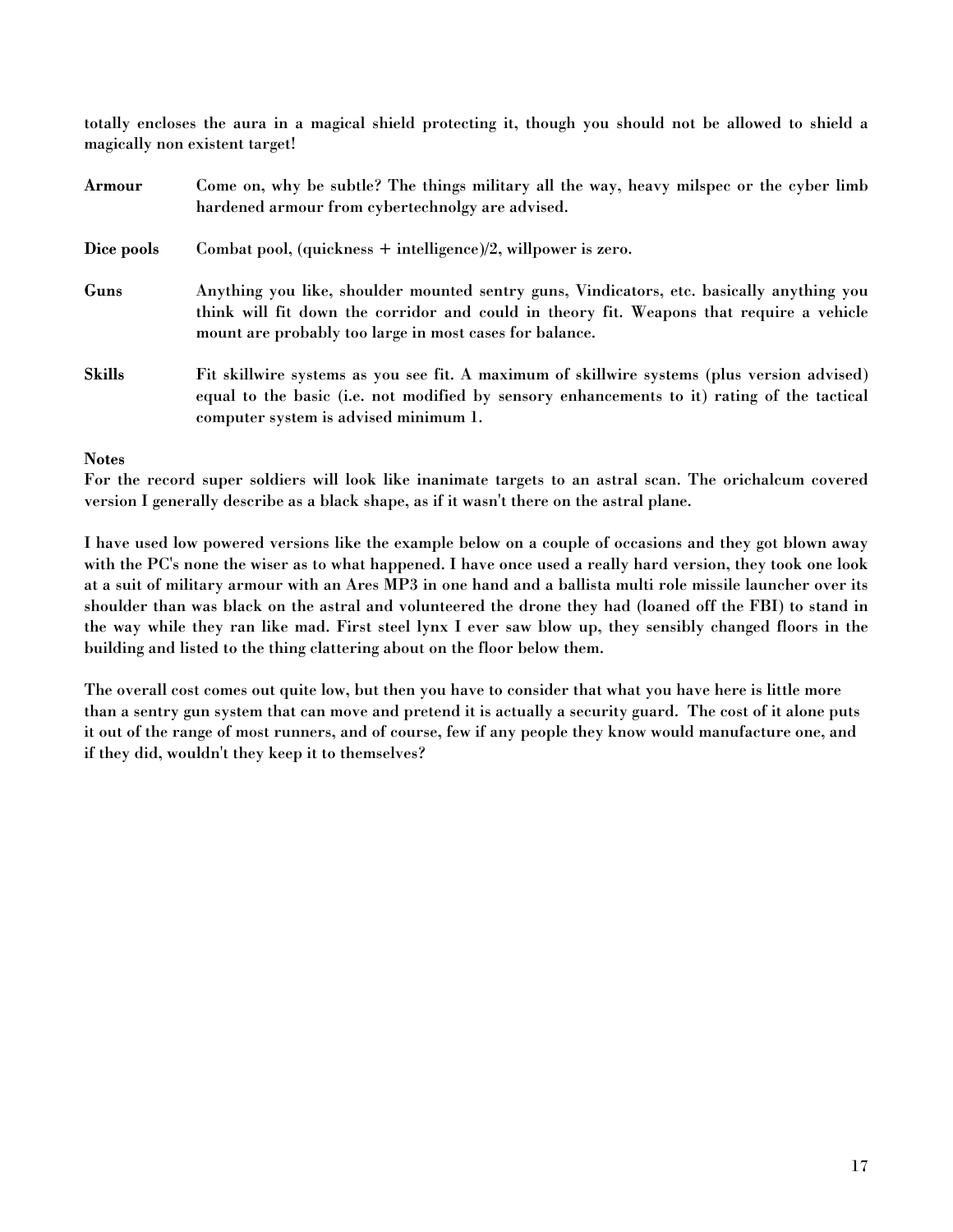**totally encloses the aura in a magical shield protecting it, though you should not be allowed to shield a magically non existent target!**

| | |
|---|---|
| **Armour** | **Come on, why be subtle? The things military all the way, heavy milspec or the cyber limb hardened armour from cybertechnolgy are advised.** |
| **Dice pools** | **Combat pool, (quickness + intelligence)/2, willpower is zero.** |
| **Guns** | **Anything you like, shoulder mounted sentry guns, Vindicators, etc. basically anything you think will fit down the corridor and could in theory fit. Weapons that require a vehicle mount are probably too large in most cases for balance.** |
| **Skills** | **Fit skillwire systems as you see fit. A maximum of skillwire systems (plus version advised) equal to the basic (i.e. not modified by sensory enhancements to it) rating of the tactical computer system is advised minimum 1.** |

**Notes**

**For the record super soldiers will look like inanimate targets to an astral scan. The orichalcum covered version I generally describe as a black shape, as if it wasn't there on the astral plane.**

**I have used low powered versions like the example below on a couple of occasions and they got blown away with the PC's none the wiser as to what happened. I have once used a really hard version, they took one look at a suit of military armour with an Ares MP3 in one hand and a ballista multi role missile launcher over its shoulder than was black on the astral and volunteered the drone they had (loaned off the FBI) to stand in the way while they ran like mad. First steel lynx I ever saw blow up, they sensibly changed floors in the building and listed to the thing clattering about on the floor below them.**

**The overall cost comes out quite low, but then you have to consider that what you have here is little more than a sentry gun system that can move and pretend it is actually a security guard. The cost of it alone puts it out of the range of most runners, and of course, few if any people they know would manufacture one, and if they did, wouldn't they keep it to themselves?**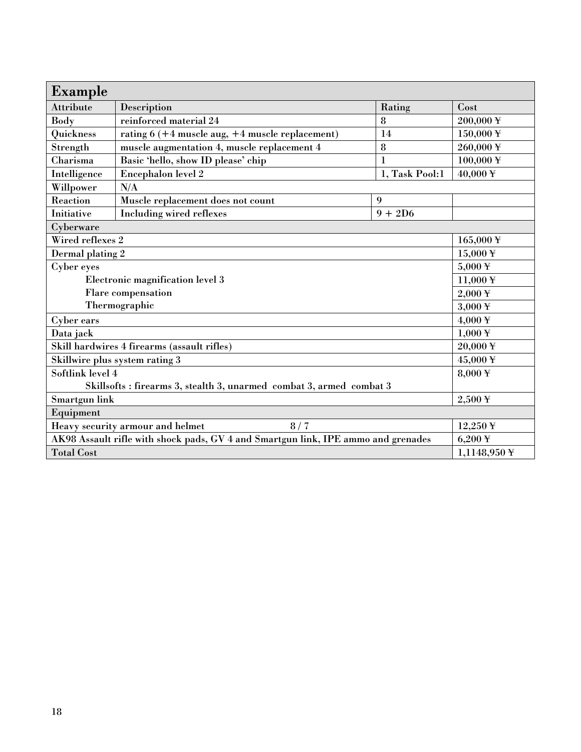| Example | | | |
|---|---|---|---|
| Attribute | Description | Rating | Cost |
| Body | reinforced material 24 | 8 | 200,000 ¥ |
| Quickness | rating 6 (+4 muscle aug, +4 muscle replacement) | 14 | 150,000 ¥ |
| Strength | muscle augmentation 4, muscle replacement 4 | 8 | 260,000 ¥ |
| Charisma | Basic 'hello, show ID please' chip | 1 | 100,000 ¥ |
| Intelligence | Encephalon level 2 | 1, Task Pool:1 | 40,000 ¥ |
| Willpower | N/A | | |
| Reaction | Muscle replacement does not count | 9 | |
| Initiative | Including wired reflexes | 9 + 2D6 | |
| Cyberware | | | |
| Wired reflexes 2 | | | 165,000 ¥ |
| Dermal plating 2 | | | 15,000 ¥ |
| Cyber eyes | | | 5,000 ¥ |
| Electronic magnification level 3 | | | 11,000 ¥ |
| Flare compensation | | | 2,000 ¥ |
| Thermographic | | | 3,000 ¥ |
| Cyber ears | | | 4,000 ¥ |
| Data jack | | | 1,000 ¥ |
| Skill hardwires 4 firearms (assault rifles) | | | 20,000 ¥ |
| Skillwire plus system rating 3 | | | 45,000 ¥ |
| Softlink level 4 | | | 8,000 ¥ |
| Skillsofts : firearms 3, stealth 3, unarmed combat 3, armed combat 3 | | | |
| Smartgun link | | | 2,500 ¥ |
| Equipment | | | |
| Heavy security armour and helmet 8 / 7 | | | 12,250 ¥ |
| AK98 Assault rifle with shock pads, GV 4 and Smartgun link, IPE ammo and grenades | | | 6,200 ¥ |
| Total Cost | | | 1,1148,950 ¥ |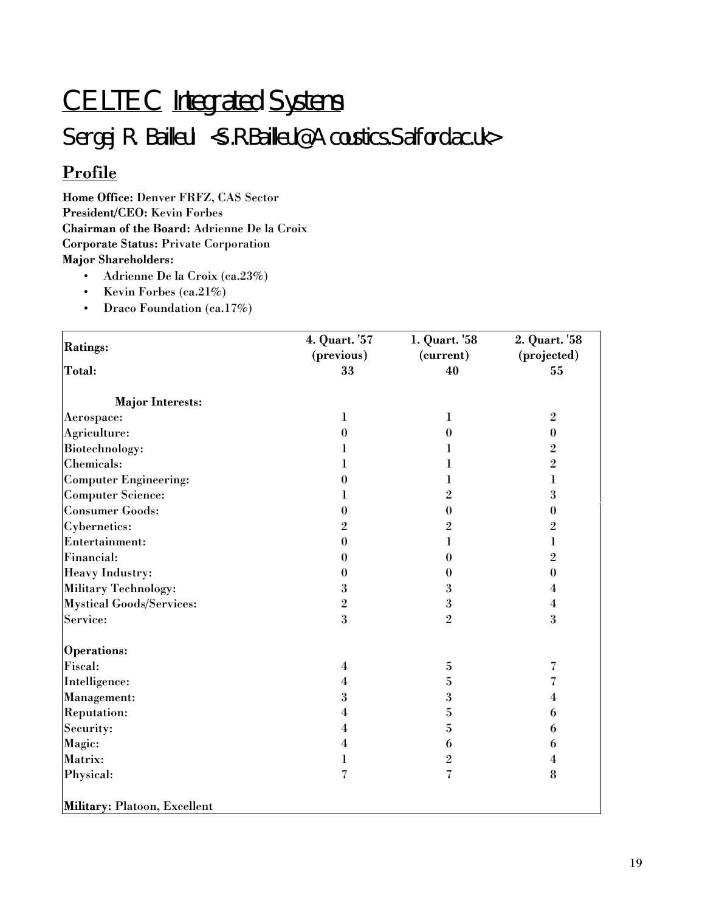# CELTEC Integrated Systems

## Sergej R. Bailleul <S.R.Bailleul@Acoustics.Salford.ac.uk>

### Profile

**Home Office:** Denver FRFZ, CAS Sector
**President/CEO:** Kevin Forbes
**Chairman of the Board:** Adrienne De la Croix
**Corporate Status:** Private Corporation
**Major Shareholders:**

- Adrienne De la Croix (ca.23%)
- Kevin Forbes (ca.21%)
- Draco Foundation (ca.17%)

| Ratings: | 4. Quart. '57 (previous) | 1. Quart. '58 (current) | 2. Quart. '58 (projected) |
|---|---|---|---|
| Total: | 33 | 40 | 55 |
| | | | |
| **Major Interests:** | | | |
| Aerospace: | 1 | 1 | 2 |
| Agriculture: | 0 | 0 | 0 |
| Biotechnology: | 1 | 1 | 2 |
| Chemicals: | 1 | 1 | 2 |
| Computer Engineering: | 0 | 1 | 1 |
| Computer Science: | 1 | 2 | 3 |
| Consumer Goods: | 0 | 0 | 0 |
| Cybernetics: | 2 | 2 | 2 |
| Entertainment: | 0 | 1 | 1 |
| Financial: | 0 | 0 | 2 |
| Heavy Industry: | 0 | 0 | 0 |
| Military Technology: | 3 | 3 | 4 |
| Mystical Goods/Services: | 2 | 3 | 4 |
| Service: | 3 | 2 | 3 |
| | | | |
| **Operations:** | | | |
| Fiscal: | 4 | 5 | 7 |
| Intelligence: | 4 | 5 | 7 |
| Management: | 3 | 3 | 4 |
| Reputation: | 4 | 5 | 6 |
| Security: | 4 | 5 | 6 |
| Magic: | 4 | 6 | 6 |
| Matrix: | 1 | 2 | 4 |
| Physical: | 7 | 7 | 8 |
| | | | |
| **Military:** Platoon, Excellent | | | |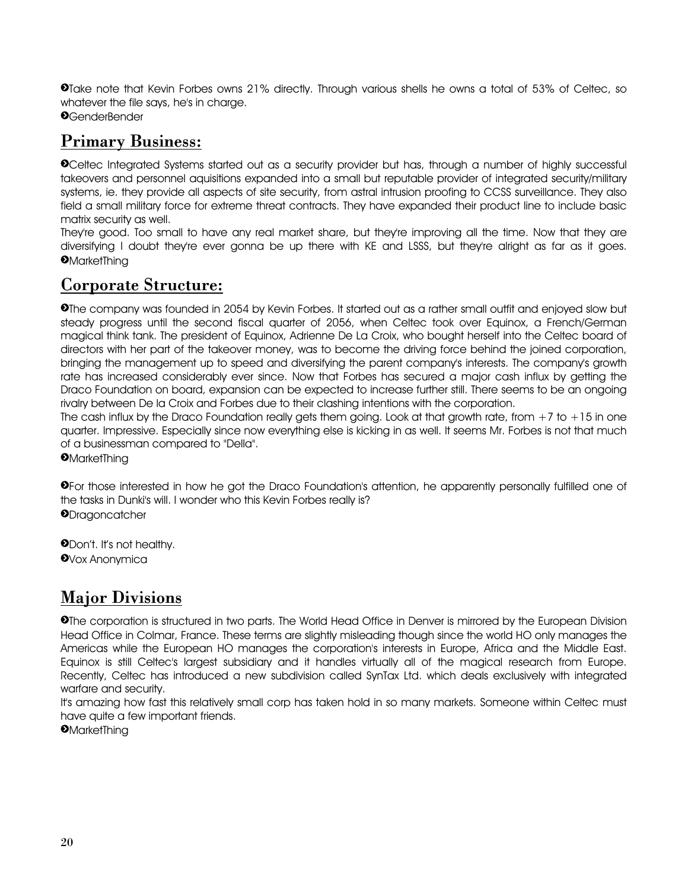➋Take note that Kevin Forbes owns 21% directly. Through various shells he owns a total of 53% of Celtec, so whatever the file says, he's in charge.
➋GenderBender

## Primary Business:

➋Celtec Integrated Systems started out as a security provider but has, through a number of highly successful takeovers and personnel aquisitions expanded into a small but reputable provider of integrated security/military systems, ie. they provide all aspects of site security, from astral intrusion proofing to CCSS surveillance. They also field a small military force for extreme threat contracts. They have expanded their product line to include basic matrix security as well.
They're good. Too small to have any real market share, but they're improving all the time. Now that they are diversifying I doubt they're ever gonna be up there with KE and LSSS, but they're alright as far as it goes. ➋MarketThing

## Corporate Structure:

➋The company was founded in 2054 by Kevin Forbes. It started out as a rather small outfit and enjoyed slow but steady progress until the second fiscal quarter of 2056, when Celtec took over Equinox, a French/German magical think tank. The president of Equinox, Adrienne De La Croix, who bought herself into the Celtec board of directors with her part of the takeover money, was to become the driving force behind the joined corporation, bringing the management up to speed and diversifying the parent company's interests. The company's growth rate has increased considerably ever since. Now that Forbes has secured a major cash influx by getting the Draco Foundation on board, expansion can be expected to increase further still. There seems to be an ongoing rivalry between De la Croix and Forbes due to their clashing intentions with the corporation.
The cash influx by the Draco Foundation really gets them going. Look at that growth rate, from +7 to +15 in one quarter. Impressive. Especially since now everything else is kicking in as well. It seems Mr. Forbes is not that much of a businessman compared to "Della".
➋MarketThing

➋For those interested in how he got the Draco Foundation's attention, he apparently personally fulfilled one of the tasks in Dunki's will. I wonder who this Kevin Forbes really is?
➋Dragoncatcher

➋Don't. It's not healthy.
➋Vox Anonymica

## Major Divisions

➋The corporation is structured in two parts. The World Head Office in Denver is mirrored by the European Division Head Office in Colmar, France. These terms are slightly misleading though since the world HO only manages the Americas while the European HO manages the corporation's interests in Europe, Africa and the Middle East. Equinox is still Celtec's largest subsidiary and it handles virtually all of the magical research from Europe. Recently, Celtec has introduced a new subdivision called SynTax Ltd. which deals exclusively with integrated warfare and security.
It's amazing how fast this relatively small corp has taken hold in so many markets. Someone within Celtec must have quite a few important friends.
➋MarketThing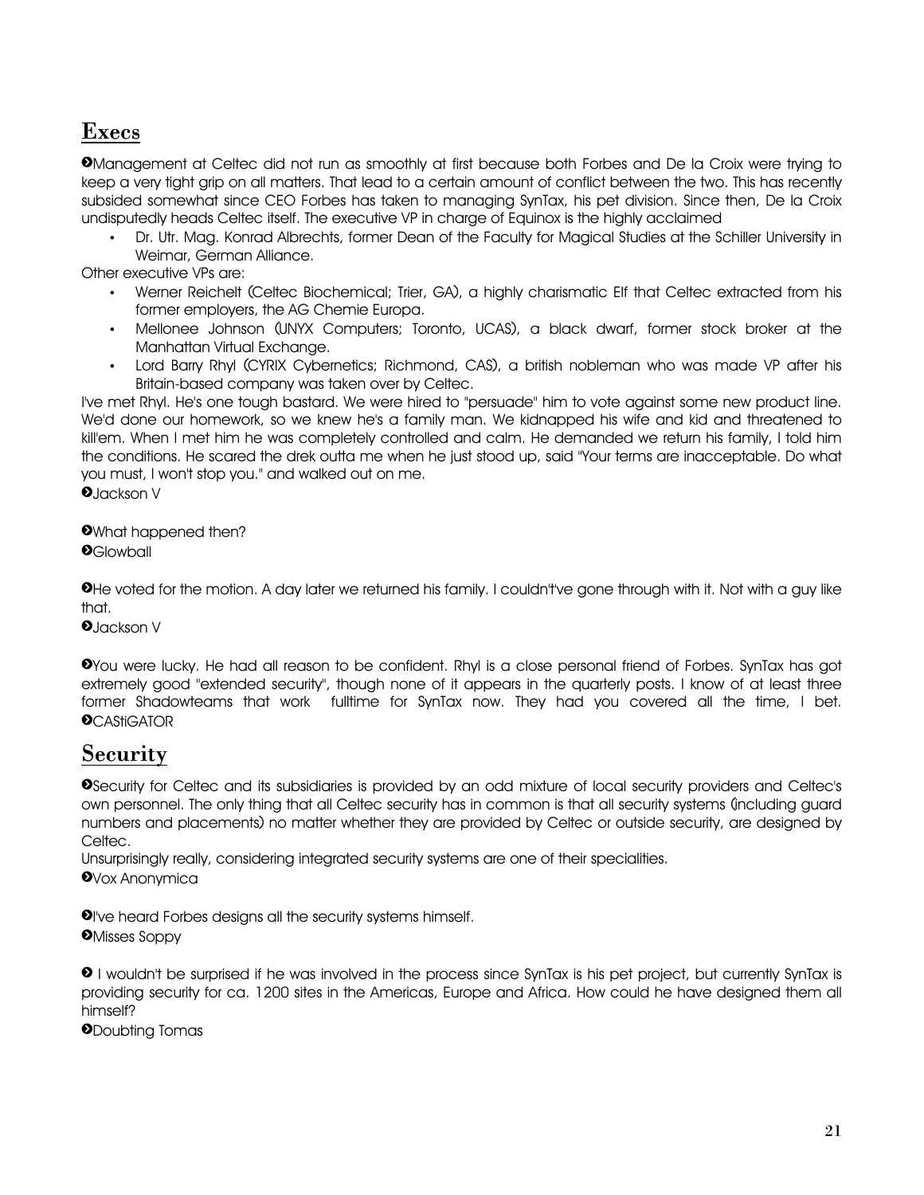## Execs

➋Management at Celtec did not run as smoothly at first because both Forbes and De la Croix were trying to keep a very tight grip on all matters. That lead to a certain amount of conflict between the two. This has recently subsided somewhat since CEO Forbes has taken to managing SynTax, his pet division. Since then, De la Croix undisputedly heads Celtec itself. The executive VP in charge of Equinox is the highly acclaimed

- Dr. Utr. Mag. Konrad Albrechts, former Dean of the Faculty for Magical Studies at the Schiller University in Weimar, German Alliance.

Other executive VPs are:

- Werner Reichelt (Celtec Biochemical; Trier, GA), a highly charismatic Elf that Celtec extracted from his former employers, the AG Chemie Europa.
- Mellonee Johnson (UNYX Computers; Toronto, UCAS), a black dwarf, former stock broker at the Manhattan Virtual Exchange.
- Lord Barry Rhyl (CYRIX Cybernetics; Richmond, CAS), a british nobleman who was made VP after his Britain-based company was taken over by Celtec.

I've met Rhyl. He's one tough bastard. We were hired to "persuade" him to vote against some new product line. We'd done our homework, so we knew he's a family man. We kidnapped his wife and kid and threatened to kill'em. When I met him he was completely controlled and calm. He demanded we return his family, I told him the conditions. He scared the drek outta me when he just stood up, said "Your terms are inacceptable. Do what you must, I won't stop you." and walked out on me.
➋Jackson V

➋What happened then?
➋Glowball

➋He voted for the motion. A day later we returned his family. I couldn't've gone through with it. Not with a guy like that.
➋Jackson V

➋You were lucky. He had all reason to be confident. Rhyl is a close personal friend of Forbes. SynTax has got extremely good "extended security", though none of it appears in the quarterly posts. I know of at least three former Shadowteams that work fulltime for SynTax now. They had you covered all the time, I bet.
➋CAStiGATOR

## Security

➋Security for Celtec and its subsidiaries is provided by an odd mixture of local security providers and Celtec's own personnel. The only thing that all Celtec security has in common is that all security systems (including guard numbers and placements) no matter whether they are provided by Celtec or outside security, are designed by Celtec.
Unsurprisingly really, considering integrated security systems are one of their specialities.
➋Vox Anonymica

➋I've heard Forbes designs all the security systems himself.
➋Misses Soppy

➋ I wouldn't be surprised if he was involved in the process since SynTax is his pet project, but currently SynTax is providing security for ca. 1200 sites in the Americas, Europe and Africa. How could he have designed them all himself?
➋Doubting Tomas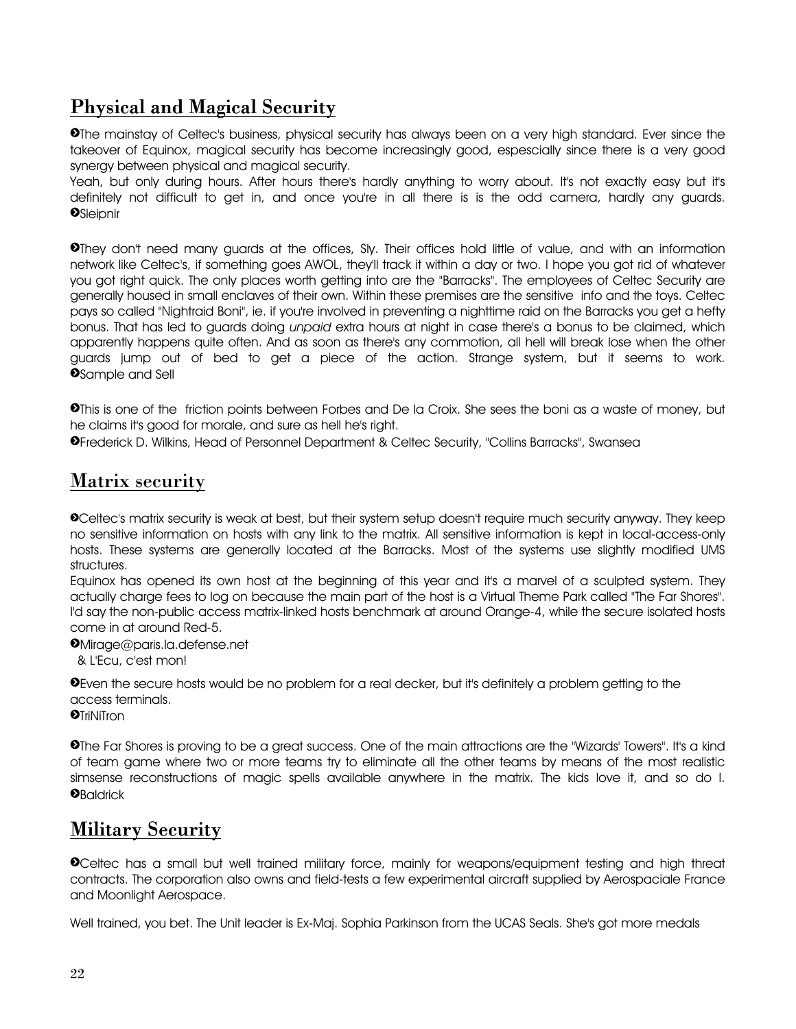## Physical and Magical Security

➋The mainstay of Celtec's business, physical security has always been on a very high standard. Ever since the takeover of Equinox, magical security has become increasingly good, espescially since there is a very good synergy between physical and magical security.

Yeah, but only during hours. After hours there's hardly anything to worry about. It's not exactly easy but it's definitely not difficult to get in, and once you're in all there is is the odd camera, hardly any guards. ➋Sleipnir

➋They don't need many guards at the offices, Sly. Their offices hold little of value, and with an information network like Celtec's, if something goes AWOL, they'll track it within a day or two. I hope you got rid of whatever you got right quick. The only places worth getting into are the "Barracks". The employees of Celtec Security are generally housed in small enclaves of their own. Within these premises are the sensitive info and the toys. Celtec pays so called "Nightraid Boni", ie. if you're involved in preventing a nighttime raid on the Barracks you get a hefty bonus. That has led to guards doing *unpaid* extra hours at night in case there's a bonus to be claimed, which apparently happens quite often. And as soon as there's any commotion, all hell will break lose when the other guards jump out of bed to get a piece of the action. Strange system, but it seems to work. ➋Sample and Sell

➋This is one of the friction points between Forbes and De la Croix. She sees the boni as a waste of money, but he claims it's good for morale, and sure as hell he's right.

➋Frederick D. Wilkins, Head of Personnel Department & Celtec Security, "Collins Barracks", Swansea

## Matrix security

➋Celtec's matrix security is weak at best, but their system setup doesn't require much security anyway. They keep no sensitive information on hosts with any link to the matrix. All sensitive information is kept in local-access-only hosts. These systems are generally located at the Barracks. Most of the systems use slightly modified UMS structures.

Equinox has opened its own host at the beginning of this year and it's a marvel of a sculpted system. They actually charge fees to log on because the main part of the host is a Virtual Theme Park called "The Far Shores". I'd say the non-public access matrix-linked hosts benchmark at around Orange-4, while the secure isolated hosts come in at around Red-5.

➋Mirage@paris.la.defense.net
& L'Ecu, c'est mon!

➋Even the secure hosts would be no problem for a real decker, but it's definitely a problem getting to the access terminals.

➋TriNiTron

➋The Far Shores is proving to be a great success. One of the main attractions are the "Wizards' Towers". It's a kind of team game where two or more teams try to eliminate all the other teams by means of the most realistic simsense reconstructions of magic spells available anywhere in the matrix. The kids love it, and so do I. ➋Baldrick

## Military Security

➋Celtec has a small but well trained military force, mainly for weapons/equipment testing and high threat contracts. The corporation also owns and field-tests a few experimental aircraft supplied by Aerospaciale France and Moonlight Aerospace.

Well trained, you bet. The Unit leader is Ex-Maj. Sophia Parkinson from the UCAS Seals. She's got more medals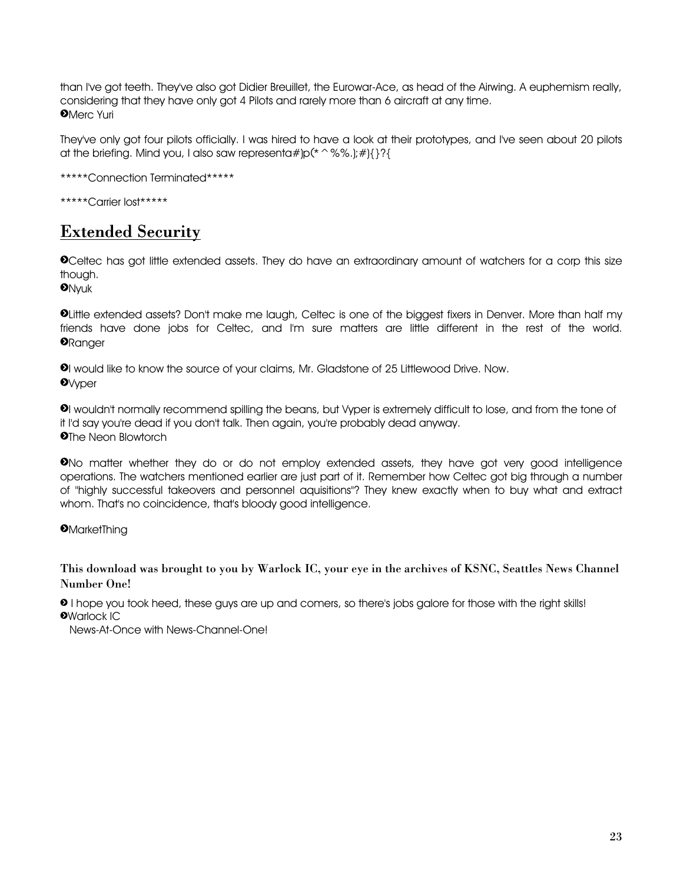than I've got teeth. They've also got Didier Breuillet, the Eurowar-Ace, as head of the Airwing. A euphemism really, considering that they have only got 4 Pilots and rarely more than 6 aircraft at any time.
➋Merc Yuri

They've only got four pilots officially. I was hired to have a look at their prototypes, and I've seen about 20 pilots at the briefing. Mind you, I also saw representa#)p(*^%%.);#){}?{

*****Connection Terminated*****

*****Carrier lost*****

## Extended Security

➋Celtec has got little extended assets. They do have an extraordinary amount of watchers for a corp this size though.
➋Nyuk

➋Little extended assets? Don't make me laugh, Celtec is one of the biggest fixers in Denver. More than half my friends have done jobs for Celtec, and I'm sure matters are little different in the rest of the world.
➋Ranger

➋I would like to know the source of your claims, Mr. Gladstone of 25 Littlewood Drive. Now.
➋Vyper

➋I wouldn't normally recommend spilling the beans, but Vyper is extremely difficult to lose, and from the tone of it I'd say you're dead if you don't talk. Then again, you're probably dead anyway.
➋The Neon Blowtorch

➋No matter whether they do or do not employ extended assets, they have got very good intelligence operations. The watchers mentioned earlier are just part of it. Remember how Celtec got big through a number of "highly successful takeovers and personnel aquisitions"? They knew exactly when to buy what and extract whom. That's no coincidence, that's bloody good intelligence.

➋MarketThing

**This download was brought to you by Warlock IC, your eye in the archives of KSNC, Seattles News Channel Number One!**

➋ I hope you took heed, these guys are up and comers, so there's jobs galore for those with the right skills!
➋Warlock IC
News-At-Once with News-Channel-One!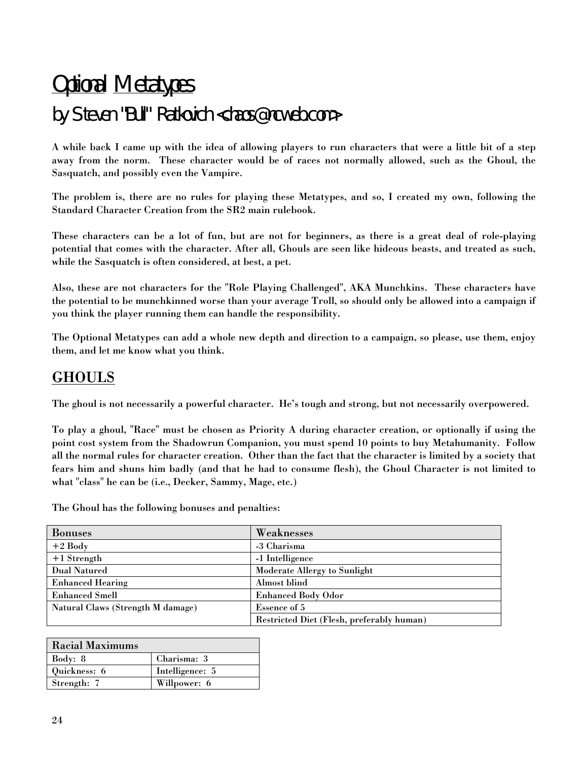# Optional Metatypes

## by Steven "Bull" Ratkovich <chaos@ncweb.com>

A while back I came up with the idea of allowing players to run characters that were a little bit of a step away from the norm. These character would be of races not normally allowed, such as the Ghoul, the Sasquatch, and possibly even the Vampire.

The problem is, there are no rules for playing these Metatypes, and so, I created my own, following the Standard Character Creation from the SR2 main rulebook.

These characters can be a lot of fun, but are not for beginners, as there is a great deal of role-playing potential that comes with the character. After all, Ghouls are seen like hideous beasts, and treated as such, while the Sasquatch is often considered, at best, a pet.

Also, these are not characters for the "Role Playing Challenged", AKA Munchkins. These characters have the potential to be munchkinned worse than your average Troll, so should only be allowed into a campaign if you think the player running them can handle the responsibility.

The Optional Metatypes can add a whole new depth and direction to a campaign, so please, use them, enjoy them, and let me know what you think.

## GHOULS

The ghoul is not necessarily a powerful character. He's tough and strong, but not necessarily overpowered.

To play a ghoul, "Race" must be chosen as Priority A during character creation, or optionally if using the point cost system from the Shadowrun Companion, you must spend 10 points to buy Metahumanity. Follow all the normal rules for character creation. Other than the fact that the character is limited by a society that fears him and shuns him badly (and that he had to consume flesh), the Ghoul Character is not limited to what "class" he can be (i.e., Decker, Sammy, Mage, etc.)

The Ghoul has the following bonuses and penalties:

| Bonuses | Weaknesses |
|---|---|
| +2 Body | -3 Charisma |
| +1 Strength | -1 Intelligence |
| Dual Natured | Moderate Allergy to Sunlight |
| Enhanced Hearing | Almost blind |
| Enhanced Smell | Enhanced Body Odor |
| Natural Claws (Strength M damage) | Essence of 5 |
| | Restricted Diet (Flesh, preferably human) |

| Racial Maximums | |
|---|---|
| Body: 8 | Charisma: 3 |
| Quickness: 6 | Intelligence: 5 |
| Strength: 7 | Willpower: 6 |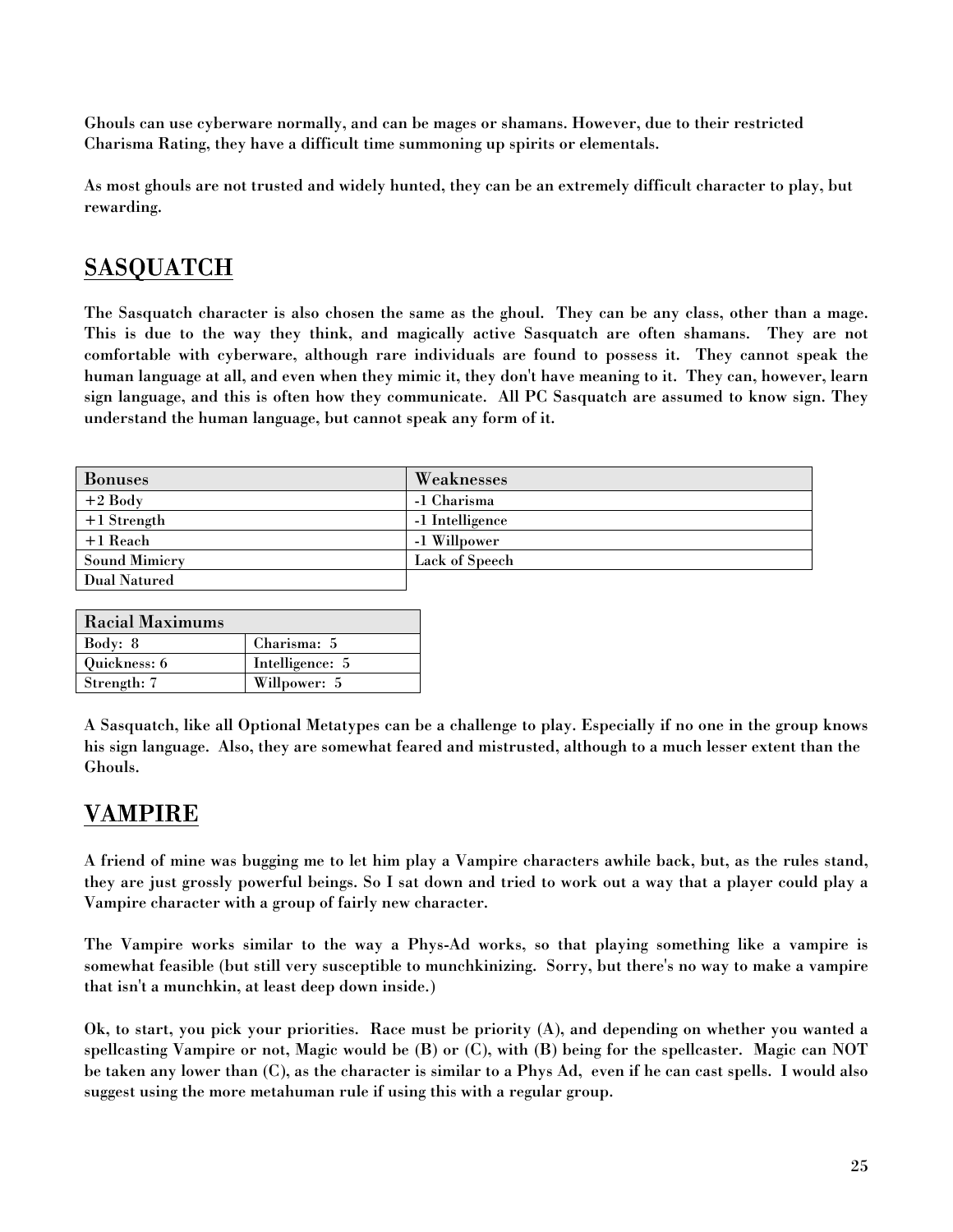Ghouls can use cyberware normally, and can be mages or shamans. However, due to their restricted Charisma Rating, they have a difficult time summoning up spirits or elementals.

As most ghouls are not trusted and widely hunted, they can be an extremely difficult character to play, but rewarding.

## SASQUATCH

The Sasquatch character is also chosen the same as the ghoul. They can be any class, other than a mage. This is due to the way they think, and magically active Sasquatch are often shamans. They are not comfortable with cyberware, although rare individuals are found to possess it. They cannot speak the human language at all, and even when they mimic it, they don't have meaning to it. They can, however, learn sign language, and this is often how they communicate. All PC Sasquatch are assumed to know sign. They understand the human language, but cannot speak any form of it.

| Bonuses | Weaknesses |
|---|---|
| +2 Body | -1 Charisma |
| +1 Strength | -1 Intelligence |
| +1 Reach | -1 Willpower |
| Sound Mimicry | Lack of Speech |
| Dual Natured | |

| Racial Maximums | |
|---|---|
| Body: 8 | Charisma: 5 |
| Quickness: 6 | Intelligence: 5 |
| Strength: 7 | Willpower: 5 |

A Sasquatch, like all Optional Metatypes can be a challenge to play. Especially if no one in the group knows his sign language. Also, they are somewhat feared and mistrusted, although to a much lesser extent than the Ghouls.

## VAMPIRE

A friend of mine was bugging me to let him play a Vampire characters awhile back, but, as the rules stand, they are just grossly powerful beings. So I sat down and tried to work out a way that a player could play a Vampire character with a group of fairly new character.

The Vampire works similar to the way a Phys-Ad works, so that playing something like a vampire is somewhat feasible (but still very susceptible to munchkinizing. Sorry, but there's no way to make a vampire that isn't a munchkin, at least deep down inside.)

Ok, to start, you pick your priorities. Race must be priority (A), and depending on whether you wanted a spellcasting Vampire or not, Magic would be (B) or (C), with (B) being for the spellcaster. Magic can NOT be taken any lower than (C), as the character is similar to a Phys Ad, even if he can cast spells. I would also suggest using the more metahuman rule if using this with a regular group.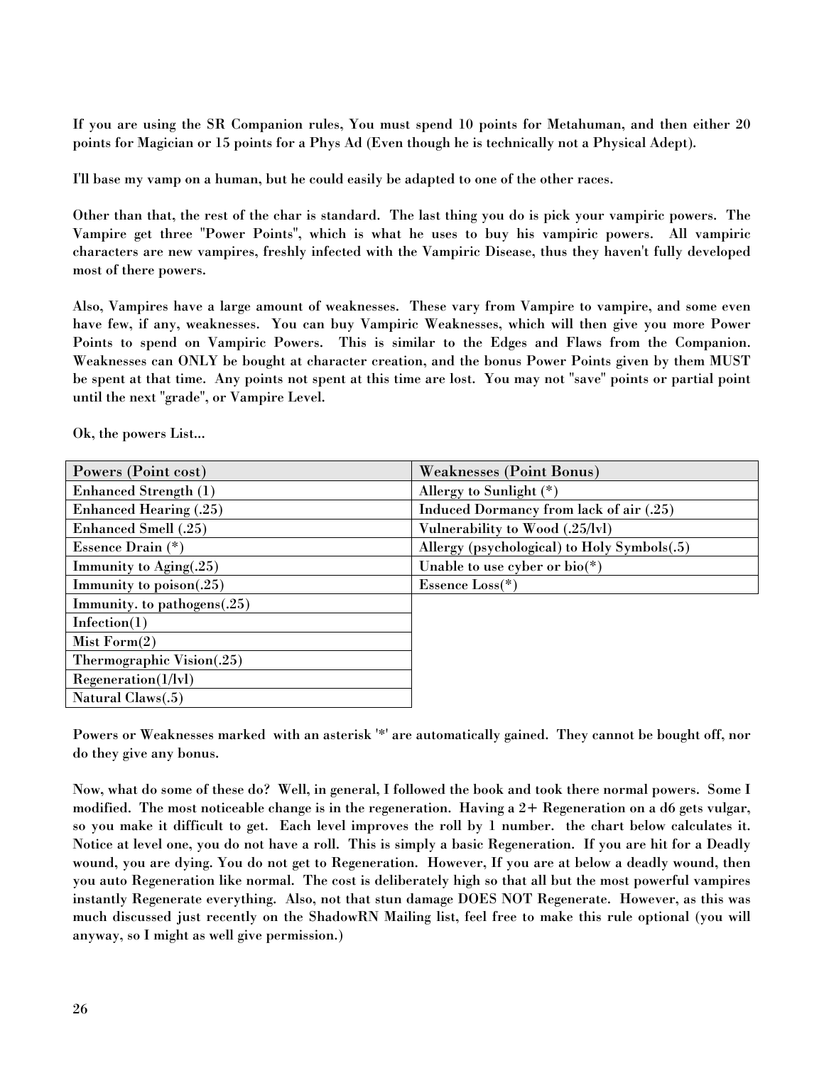**If you are using the SR Companion rules, You must spend 10 points for Metahuman, and then either 20 points for Magician or 15 points for a Phys Ad (Even though he is technically not a Physical Adept).**

**I'll base my vamp on a human, but he could easily be adapted to one of the other races.**

**Other than that, the rest of the char is standard. The last thing you do is pick your vampiric powers. The Vampire get three "Power Points", which is what he uses to buy his vampiric powers. All vampiric characters are new vampires, freshly infected with the Vampiric Disease, thus they haven't fully developed most of there powers.**

**Also, Vampires have a large amount of weaknesses. These vary from Vampire to vampire, and some even have few, if any, weaknesses. You can buy Vampiric Weaknesses, which will then give you more Power Points to spend on Vampiric Powers. This is similar to the Edges and Flaws from the Companion. Weaknesses can ONLY be bought at character creation, and the bonus Power Points given by them MUST be spent at that time. Any points not spent at this time are lost. You may not "save" points or partial point until the next "grade", or Vampire Level.**

**Ok, the powers List...**

| Powers (Point cost) | Weaknesses (Point Bonus) |
|---|---|
| Enhanced Strength (1) | Allergy to Sunlight (*) |
| Enhanced Hearing (.25) | Induced Dormancy from lack of air (.25) |
| Enhanced Smell (.25) | Vulnerability to Wood (.25/lvl) |
| Essence Drain (*) | Allergy (psychological) to Holy Symbols(.5) |
| Immunity to Aging(.25) | Unable to use cyber or bio(*) |
| Immunity to poison(.25) | Essence Loss(*) |
| Immunity. to pathogens(.25) | |
| Infection(1) | |
| Mist Form(2) | |
| Thermographic Vision(.25) | |
| Regeneration(1/lvl) | |
| Natural Claws(.5) | |

**Powers or Weaknesses marked with an asterisk '*' are automatically gained. They cannot be bought off, nor do they give any bonus.**

**Now, what do some of these do? Well, in general, I followed the book and took there normal powers. Some I modified. The most noticeable change is in the regeneration. Having a 2+ Regeneration on a d6 gets vulgar, so you make it difficult to get. Each level improves the roll by 1 number. the chart below calculates it. Notice at level one, you do not have a roll. This is simply a basic Regeneration. If you are hit for a Deadly wound, you are dying. You do not get to Regeneration. However, If you are at below a deadly wound, then you auto Regeneration like normal. The cost is deliberately high so that all but the most powerful vampires instantly Regenerate everything. Also, not that stun damage DOES NOT Regenerate. However, as this was much discussed just recently on the ShadowRN Mailing list, feel free to make this rule optional (you will anyway, so I might as well give permission.)**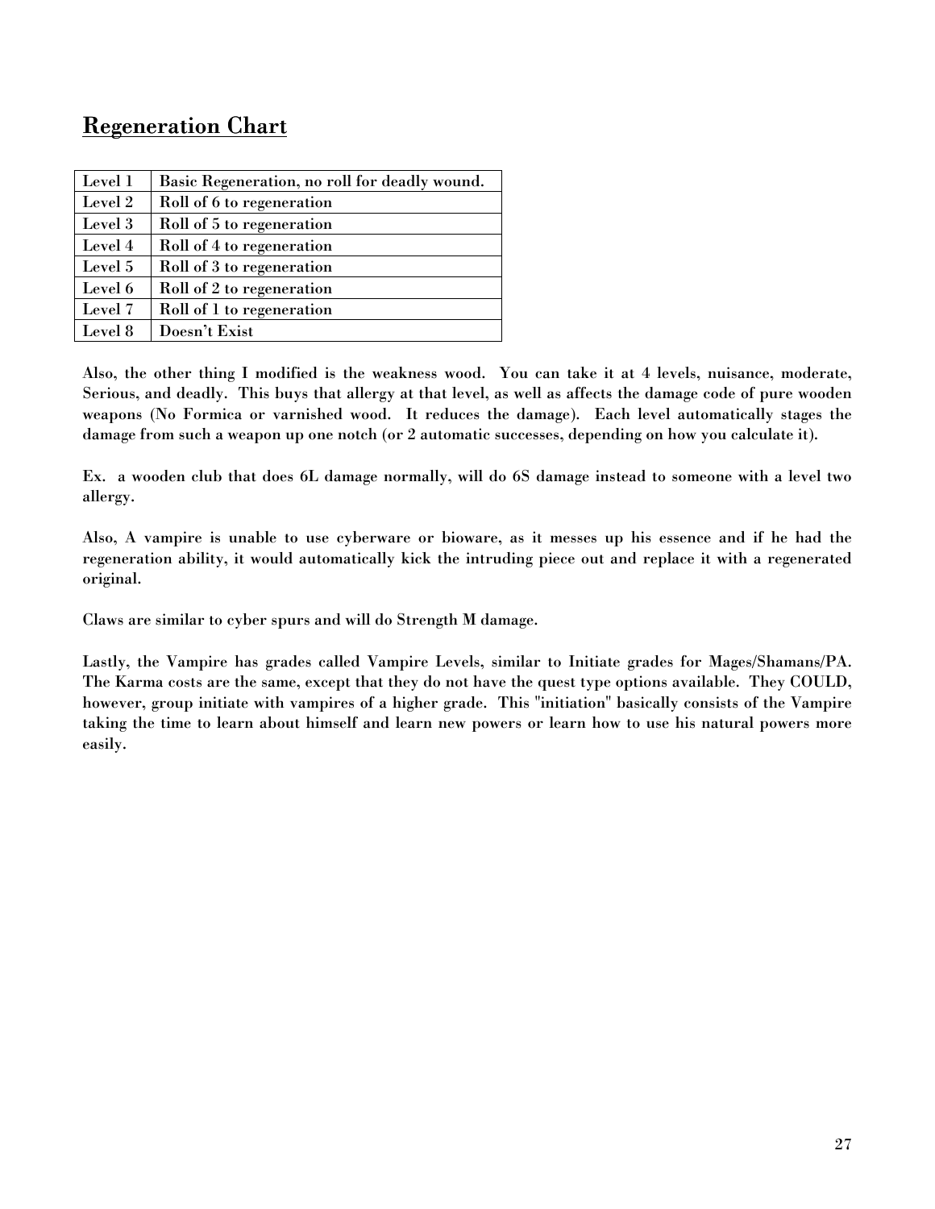## Regeneration Chart

| Level 1 | Basic Regeneration, no roll for deadly wound. |
|---|---|
| Level 2 | Roll of 6 to regeneration |
| Level 3 | Roll of 5 to regeneration |
| Level 4 | Roll of 4 to regeneration |
| Level 5 | Roll of 3 to regeneration |
| Level 6 | Roll of 2 to regeneration |
| Level 7 | Roll of 1 to regeneration |
| Level 8 | Doesn't Exist |

**Also, the other thing I modified is the weakness wood. You can take it at 4 levels, nuisance, moderate, Serious, and deadly. This buys that allergy at that level, as well as affects the damage code of pure wooden weapons (No Formica or varnished wood. It reduces the damage). Each level automatically stages the damage from such a weapon up one notch (or 2 automatic successes, depending on how you calculate it).**

**Ex. a wooden club that does 6L damage normally, will do 6S damage instead to someone with a level two allergy.**

**Also, A vampire is unable to use cyberware or bioware, as it messes up his essence and if he had the regeneration ability, it would automatically kick the intruding piece out and replace it with a regenerated original.**

**Claws are similar to cyber spurs and will do Strength M damage.**

**Lastly, the Vampire has grades called Vampire Levels, similar to Initiate grades for Mages/Shamans/PA. The Karma costs are the same, except that they do not have the quest type options available. They COULD, however, group initiate with vampires of a higher grade. This "initiation" basically consists of the Vampire taking the time to learn about himself and learn new powers or learn how to use his natural powers more easily.**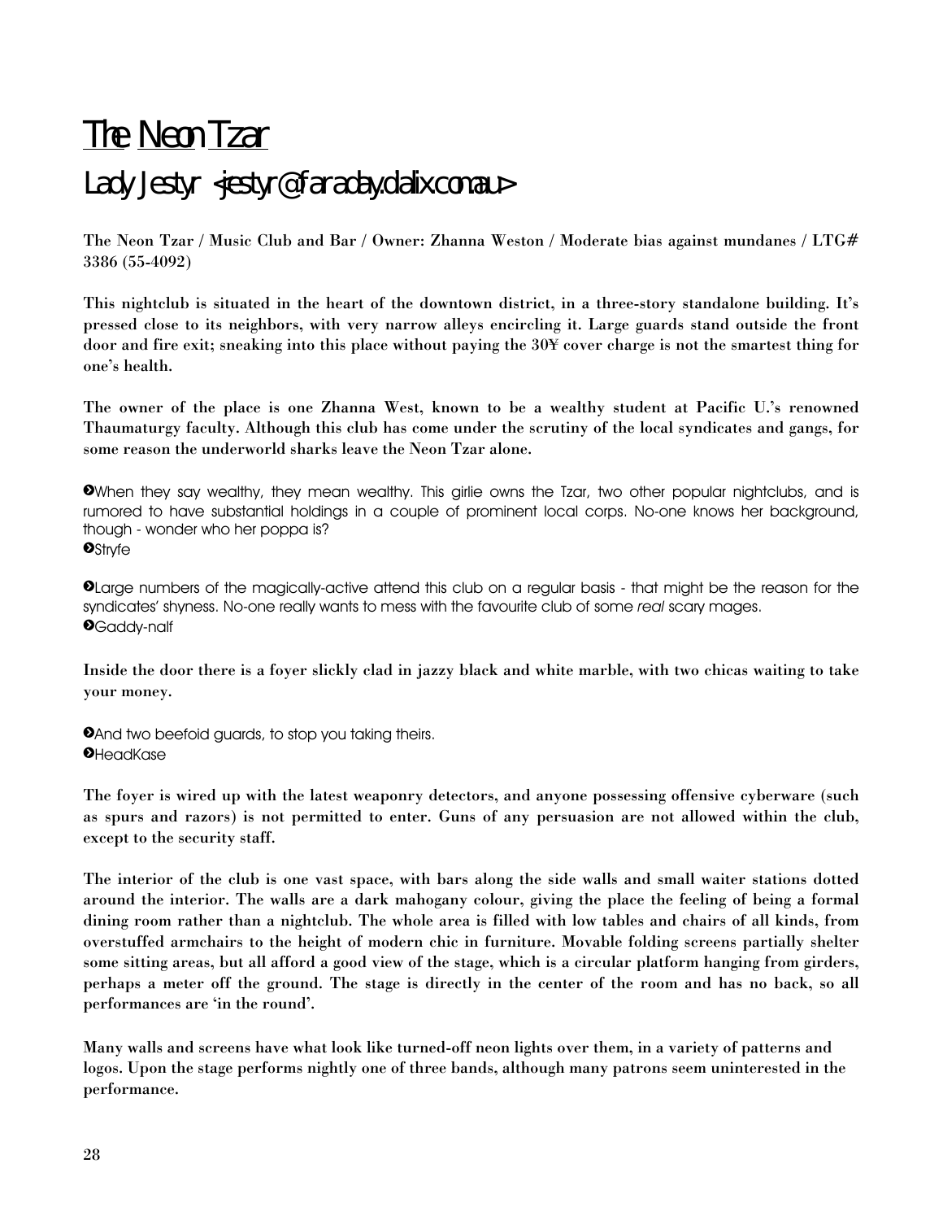# The Neon Tzar

## Lady Jestyr <jestyr@faraday.dialix.com.au>

**The Neon Tzar / Music Club and Bar / Owner: Zhanna Weston / Moderate bias against mundanes / LTG# 3386 (55-4092)**

**This nightclub is situated in the heart of the downtown district, in a three-story standalone building. It's pressed close to its neighbors, with very narrow alleys encircling it. Large guards stand outside the front door and fire exit; sneaking into this place without paying the 30¥ cover charge is not the smartest thing for one's health.**

**The owner of the place is one Zhanna West, known to be a wealthy student at Pacific U.'s renowned Thaumaturgy faculty. Although this club has come under the scrutiny of the local syndicates and gangs, for some reason the underworld sharks leave the Neon Tzar alone.**

>When they say wealthy, they mean wealthy. This girlie owns the Tzar, two other popular nightclubs, and is rumored to have substantial holdings in a couple of prominent local corps. No-one knows her background, though - wonder who her poppa is?
>Stryfe

>Large numbers of the magically-active attend this club on a regular basis - that might be the reason for the syndicates' shyness. No-one really wants to mess with the favourite club of some *real* scary mages.
>Gaddy-nalf

**Inside the door there is a foyer slickly clad in jazzy black and white marble, with two chicas waiting to take your money.**

>And two beefoid guards, to stop you taking theirs.
>HeadKase

**The foyer is wired up with the latest weaponry detectors, and anyone possessing offensive cyberware (such as spurs and razors) is not permitted to enter. Guns of any persuasion are not allowed within the club, except to the security staff.**

**The interior of the club is one vast space, with bars along the side walls and small waiter stations dotted around the interior. The walls are a dark mahogany colour, giving the place the feeling of being a formal dining room rather than a nightclub. The whole area is filled with low tables and chairs of all kinds, from overstuffed armchairs to the height of modern chic in furniture. Movable folding screens partially shelter some sitting areas, but all afford a good view of the stage, which is a circular platform hanging from girders, perhaps a meter off the ground. The stage is directly in the center of the room and has no back, so all performances are 'in the round'.**

**Many walls and screens have what look like turned-off neon lights over them, in a variety of patterns and logos. Upon the stage performs nightly one of three bands, although many patrons seem uninterested in the performance.**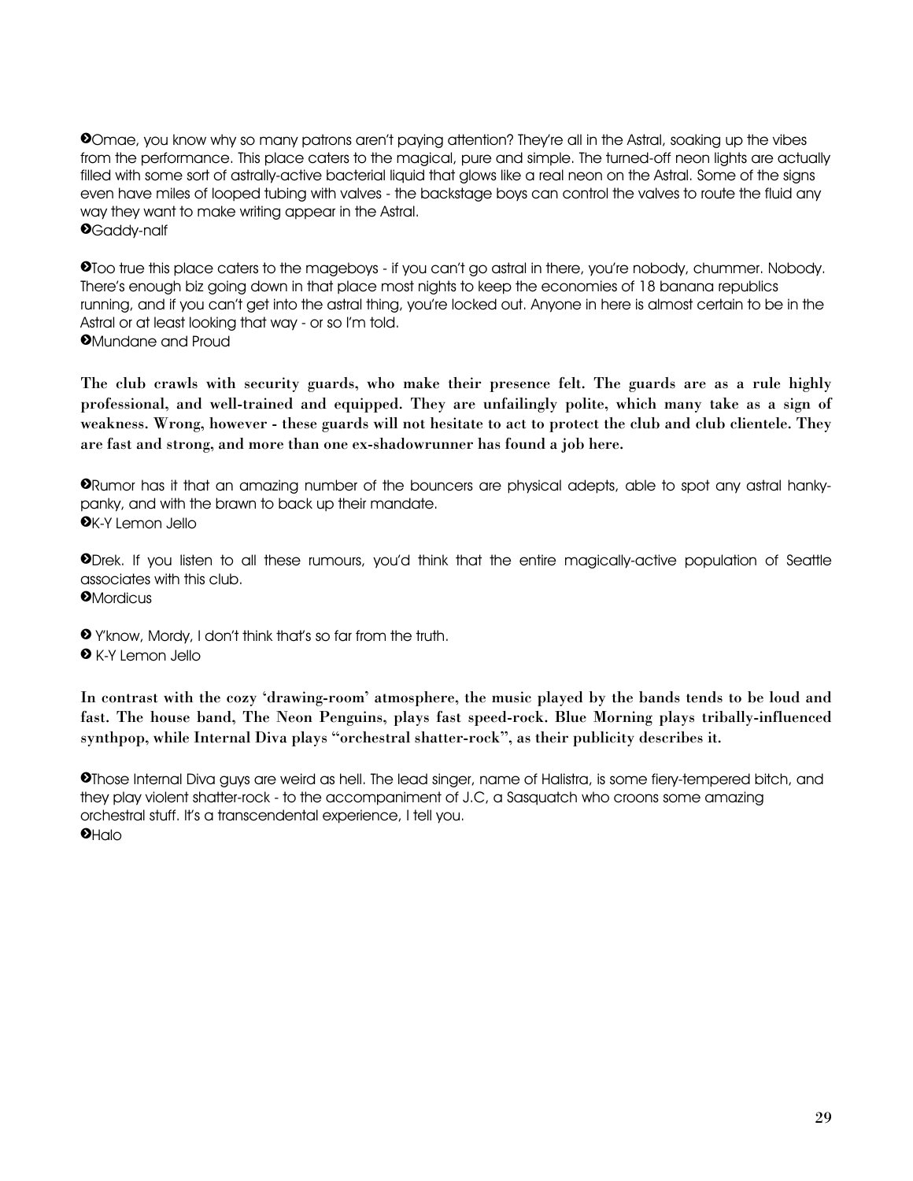➋Omae, you know why so many patrons aren't paying attention? They're all in the Astral, soaking up the vibes from the performance. This place caters to the magical, pure and simple. The turned-off neon lights are actually filled with some sort of astrally-active bacterial liquid that glows like a real neon on the Astral. Some of the signs even have miles of looped tubing with valves - the backstage boys can control the valves to route the fluid any way they want to make writing appear in the Astral.
➋Gaddy-nalf

➋Too true this place caters to the mageboys - if you can't go astral in there, you're nobody, chummer. Nobody. There's enough biz going down in that place most nights to keep the economies of 18 banana republics running, and if you can't get into the astral thing, you're locked out. Anyone in here is almost certain to be in the Astral or at least looking that way - or so I'm told.
➋Mundane and Proud

**The club crawls with security guards, who make their presence felt. The guards are as a rule highly professional, and well-trained and equipped. They are unfailingly polite, which many take as a sign of weakness. Wrong, however - these guards will not hesitate to act to protect the club and club clientele. They are fast and strong, and more than one ex-shadowrunner has found a job here.**

➋Rumor has it that an amazing number of the bouncers are physical adepts, able to spot any astral hanky-panky, and with the brawn to back up their mandate.
➋K-Y Lemon Jello

➋Drek. If you listen to all these rumours, you'd think that the entire magically-active population of Seattle associates with this club.
➋Mordicus

➋ Y'know, Mordy, I don't think that's so far from the truth.
➋ K-Y Lemon Jello

**In contrast with the cozy 'drawing-room' atmosphere, the music played by the bands tends to be loud and fast. The house band, The Neon Penguins, plays fast speed-rock. Blue Morning plays tribally-influenced synthpop, while Internal Diva plays "orchestral shatter-rock", as their publicity describes it.**

➋Those Internal Diva guys are weird as hell. The lead singer, name of Halistra, is some fiery-tempered bitch, and they play violent shatter-rock - to the accompaniment of J.C, a Sasquatch who croons some amazing orchestral stuff. It's a transcendental experience, I tell you.
➋Halo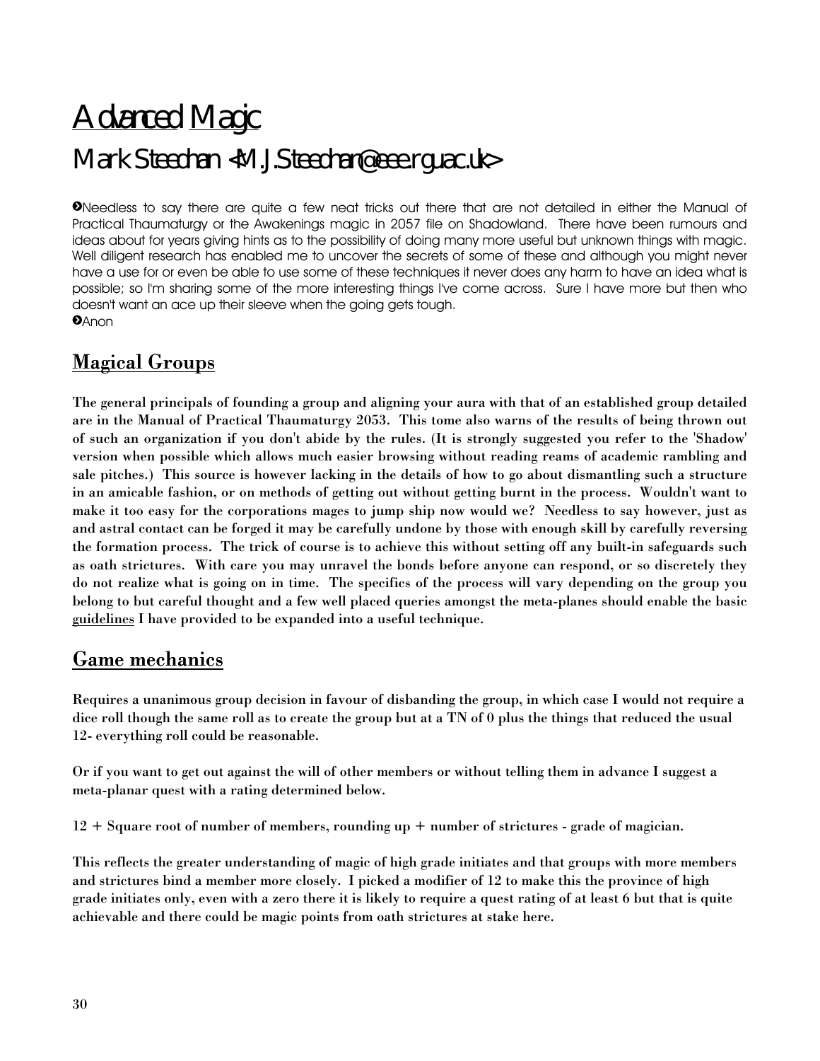# Advanced Magic

## Mark Steedhan <M.J.Steedhan@eee.rgu.ac.uk>

➋Needless to say there are quite a few neat tricks out there that are not detailed in either the Manual of Practical Thaumaturgy or the Awakenings magic in 2057 file on Shadowland. There have been rumours and ideas about for years giving hints as to the possibility of doing many more useful but unknown things with magic. Well diligent research has enabled me to uncover the secrets of some of these and although you might never have a use for or even be able to use some of these techniques it never does any harm to have an idea what is possible; so I'm sharing some of the more interesting things I've come across. Sure I have more but then who doesn't want an ace up their sleeve when the going gets tough.
➋Anon

## Magical Groups

**The general principals of founding a group and aligning your aura with that of an established group detailed are in the Manual of Practical Thaumaturgy 2053. This tome also warns of the results of being thrown out of such an organization if you don't abide by the rules. (It is strongly suggested you refer to the 'Shadow' version when possible which allows much easier browsing without reading reams of academic rambling and sale pitches.) This source is however lacking in the details of how to go about dismantling such a structure in an amicable fashion, or on methods of getting out without getting burnt in the process. Wouldn't want to make it too easy for the corporations mages to jump ship now would we? Needless to say however, just as and astral contact can be forged it may be carefully undone by those with enough skill by carefully reversing the formation process. The trick of course is to achieve this without setting off any built-in safeguards such as oath strictures. With care you may unravel the bonds before anyone can respond, or so discretely they do not realize what is going on in time. The specifics of the process will vary depending on the group you belong to but careful thought and a few well placed queries amongst the meta-planes should enable the basic guidelines I have provided to be expanded into a useful technique.**

## Game mechanics

**Requires a unanimous group decision in favour of disbanding the group, in which case I would not require a dice roll though the same roll as to create the group but at a TN of 0 plus the things that reduced the usual 12- everything roll could be reasonable.**

**Or if you want to get out against the will of other members or without telling them in advance I suggest a meta-planar quest with a rating determined below.**

**12 + Square root of number of members, rounding up + number of strictures - grade of magician.**

**This reflects the greater understanding of magic of high grade initiates and that groups with more members and strictures bind a member more closely. I picked a modifier of 12 to make this the province of high grade initiates only, even with a zero there it is likely to require a quest rating of at least 6 but that is quite achievable and there could be magic points from oath strictures at stake here.**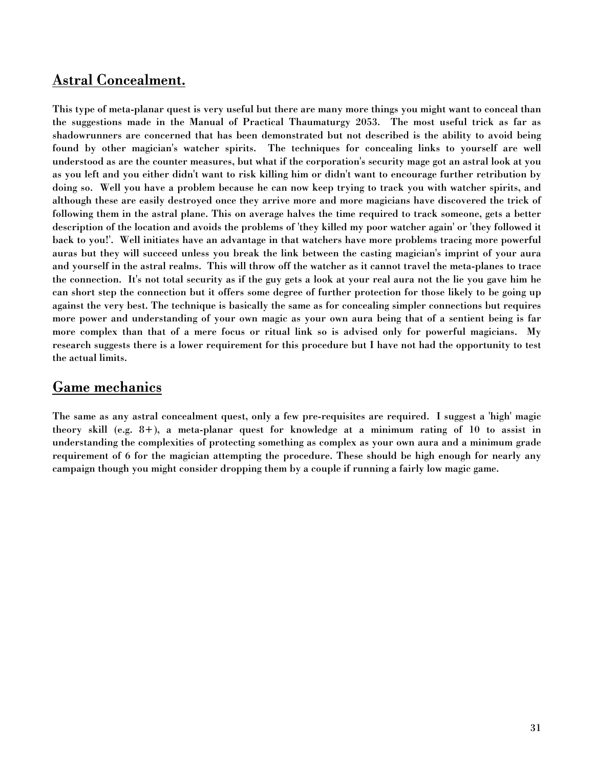## Astral Concealment.

This type of meta-planar quest is very useful but there are many more things you might want to conceal than the suggestions made in the Manual of Practical Thaumaturgy 2053. The most useful trick as far as shadowrunners are concerned that has been demonstrated but not described is the ability to avoid being found by other magician's watcher spirits. The techniques for concealing links to yourself are well understood as are the counter measures, but what if the corporation's security mage got an astral look at you as you left and you either didn't want to risk killing him or didn't want to encourage further retribution by doing so. Well you have a problem because he can now keep trying to track you with watcher spirits, and although these are easily destroyed once they arrive more and more magicians have discovered the trick of following them in the astral plane. This on average halves the time required to track someone, gets a better description of the location and avoids the problems of 'they killed my poor watcher again' or 'they followed it back to you!'. Well initiates have an advantage in that watchers have more problems tracing more powerful auras but they will succeed unless you break the link between the casting magician's imprint of your aura and yourself in the astral realms. This will throw off the watcher as it cannot travel the meta-planes to trace the connection. It's not total security as if the guy gets a look at your real aura not the lie you gave him he can short step the connection but it offers some degree of further protection for those likely to be going up against the very best. The technique is basically the same as for concealing simpler connections but requires more power and understanding of your own magic as your own aura being that of a sentient being is far more complex than that of a mere focus or ritual link so is advised only for powerful magicians. My research suggests there is a lower requirement for this procedure but I have not had the opportunity to test the actual limits.

## Game mechanics

The same as any astral concealment quest, only a few pre-requisites are required. I suggest a 'high' magic theory skill (e.g. 8+), a meta-planar quest for knowledge at a minimum rating of 10 to assist in understanding the complexities of protecting something as complex as your own aura and a minimum grade requirement of 6 for the magician attempting the procedure. These should be high enough for nearly any campaign though you might consider dropping them by a couple if running a fairly low magic game.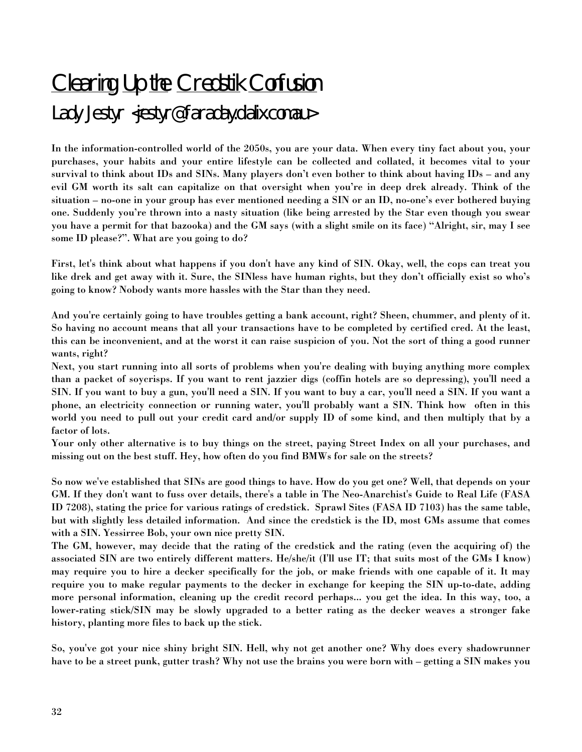# Clearing Up the Credstik Confusion

## Lady Jestyr <jestyr@faraday.dialix.com.au>

In the information-controlled world of the 2050s, you are your data. When every tiny fact about you, your purchases, your habits and your entire lifestyle can be collected and collated, it becomes vital to your survival to think about IDs and SINs. Many players don't even bother to think about having IDs – and any evil GM worth its salt can capitalize on that oversight when you're in deep drek already. Think of the situation – no-one in your group has ever mentioned needing a SIN or an ID, no-one's ever bothered buying one. Suddenly you're thrown into a nasty situation (like being arrested by the Star even though you swear you have a permit for that bazooka) and the GM says (with a slight smile on its face) "Alright, sir, may I see some ID please?". What are you going to do?

First, let's think about what happens if you don't have any kind of SIN. Okay, well, the cops can treat you like drek and get away with it. Sure, the SINless have human rights, but they don't officially exist so who's going to know? Nobody wants more hassles with the Star than they need.

And you're certainly going to have troubles getting a bank account, right? Sheen, chummer, and plenty of it. So having no account means that all your transactions have to be completed by certified cred. At the least, this can be inconvenient, and at the worst it can raise suspicion of you. Not the sort of thing a good runner wants, right?

Next, you start running into all sorts of problems when you're dealing with buying anything more complex than a packet of soycrisps. If you want to rent jazzier digs (coffin hotels are so depressing), you'll need a SIN. If you want to buy a gun, you'll need a SIN. If you want to buy a car, you'll need a SIN. If you want a phone, an electricity connection or running water, you'll probably want a SIN. Think how often in this world you need to pull out your credit card and/or supply ID of some kind, and then multiply that by a factor of lots.

Your only other alternative is to buy things on the street, paying Street Index on all your purchases, and missing out on the best stuff. Hey, how often do you find BMWs for sale on the streets?

So now we've established that SINs are good things to have. How do you get one? Well, that depends on your GM. If they don't want to fuss over details, there's a table in The Neo-Anarchist's Guide to Real Life (FASA ID 7208), stating the price for various ratings of credstick. Sprawl Sites (FASA ID 7103) has the same table, but with slightly less detailed information. And since the credstick is the ID, most GMs assume that comes with a SIN. Yessirree Bob, your own nice pretty SIN.

The GM, however, may decide that the rating of the credstick and the rating (even the acquiring of) the associated SIN are two entirely different matters. He/she/it (I'll use IT; that suits most of the GMs I know) may require you to hire a decker specifically for the job, or make friends with one capable of it. It may require you to make regular payments to the decker in exchange for keeping the SIN up-to-date, adding more personal information, cleaning up the credit record perhaps... you get the idea. In this way, too, a lower-rating stick/SIN may be slowly upgraded to a better rating as the decker weaves a stronger fake history, planting more files to back up the stick.

So, you've got your nice shiny bright SIN. Hell, why not get another one? Why does every shadowrunner have to be a street punk, gutter trash? Why not use the brains you were born with – getting a SIN makes you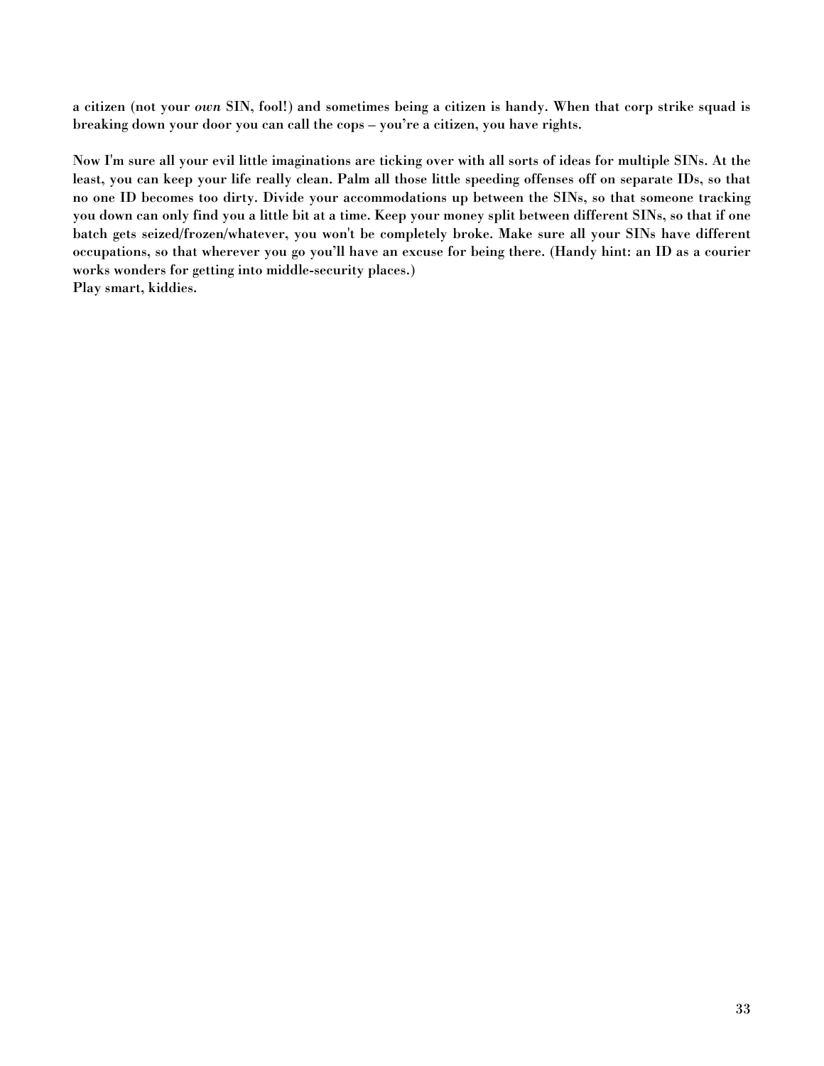**a citizen (not your *own* SIN, fool!) and sometimes being a citizen is handy. When that corp strike squad is breaking down your door you can call the cops – you're a citizen, you have rights.**

**Now I'm sure all your evil little imaginations are ticking over with all sorts of ideas for multiple SINs. At the least, you can keep your life really clean. Palm all those little speeding offenses off on separate IDs, so that no one ID becomes too dirty. Divide your accommodations up between the SINs, so that someone tracking you down can only find you a little bit at a time. Keep your money split between different SINs, so that if one batch gets seized/frozen/whatever, you won't be completely broke. Make sure all your SINs have different occupations, so that wherever you go you'll have an excuse for being there. (Handy hint: an ID as a courier works wonders for getting into middle-security places.)**
**Play smart, kiddies.**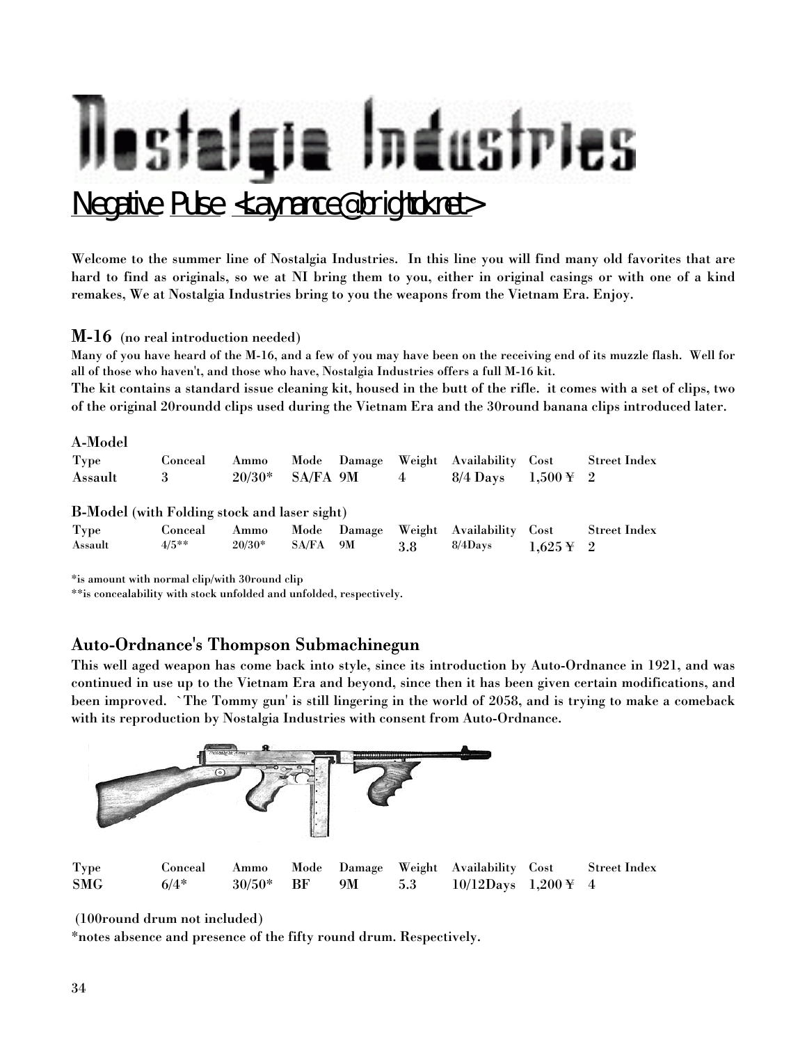# Nostalgia Industries

Negative Pulse <Laynance@brightok.net>

**Welcome to the summer line of Nostalgia Industries. In this line you will find many old favorites that are hard to find as originals, so we at NI bring them to you, either in original casings or with one of a kind remakes, We at Nostalgia Industries bring to you the weapons from the Vietnam Era. Enjoy.**

## M-16 (no real introduction needed)

**Many of you have heard of the M-16, and a few of you may have been on the receiving end of its muzzle flash. Well for all of those who haven't, and those who have, Nostalgia Industries offers a full M-16 kit.**

**The kit contains a standard issue cleaning kit, housed in the butt of the rifle. it comes with a set of clips, two of the original 20roundd clips used during the Vietnam Era and the 30round banana clips introduced later.**

### A-Model

| Type | Conceal | Ammo | Mode | Damage | Weight | Availability | Cost | Street Index |
|---|---|---|---|---|---|---|---|---|
| Assault | 3 | 20/30* | SA/FA | 9M | 4 | 8/4 Days | 1,500 ¥ | 2 |

### B-Model (with Folding stock and laser sight)

| Type | Conceal | Ammo | Mode | Damage | Weight | Availability | Cost | Street Index |
|---|---|---|---|---|---|---|---|---|
| Assault | 4/5** | 20/30* | SA/FA | 9M | 3.8 | 8/4Days | 1,625 ¥ | 2 |

*is amount with normal clip/with 30round clip
**is concealability with stock unfolded and unfolded, respectively.

## Auto-Ordnance's Thompson Submachinegun

**This well aged weapon has come back into style, since its introduction by Auto-Ordnance in 1921, and was continued in use up to the Vietnam Era and beyond, since then it has been given certain modifications, and been improved. `The Tommy gun' is still lingering in the world of 2058, and is trying to make a comeback with its reproduction by Nostalgia Industries with consent from Auto-Ordnance.**

| Type | Conceal | Ammo | Mode | Damage | Weight | Availability | Cost | Street Index |
|---|---|---|---|---|---|---|---|---|
| SMG | 6/4* | 30/50* | BF | 9M | 5.3 | 10/12Days | 1,200 ¥ | 4 |

**(100round drum not included)**

***notes absence and presence of the fifty round drum. Respectively.**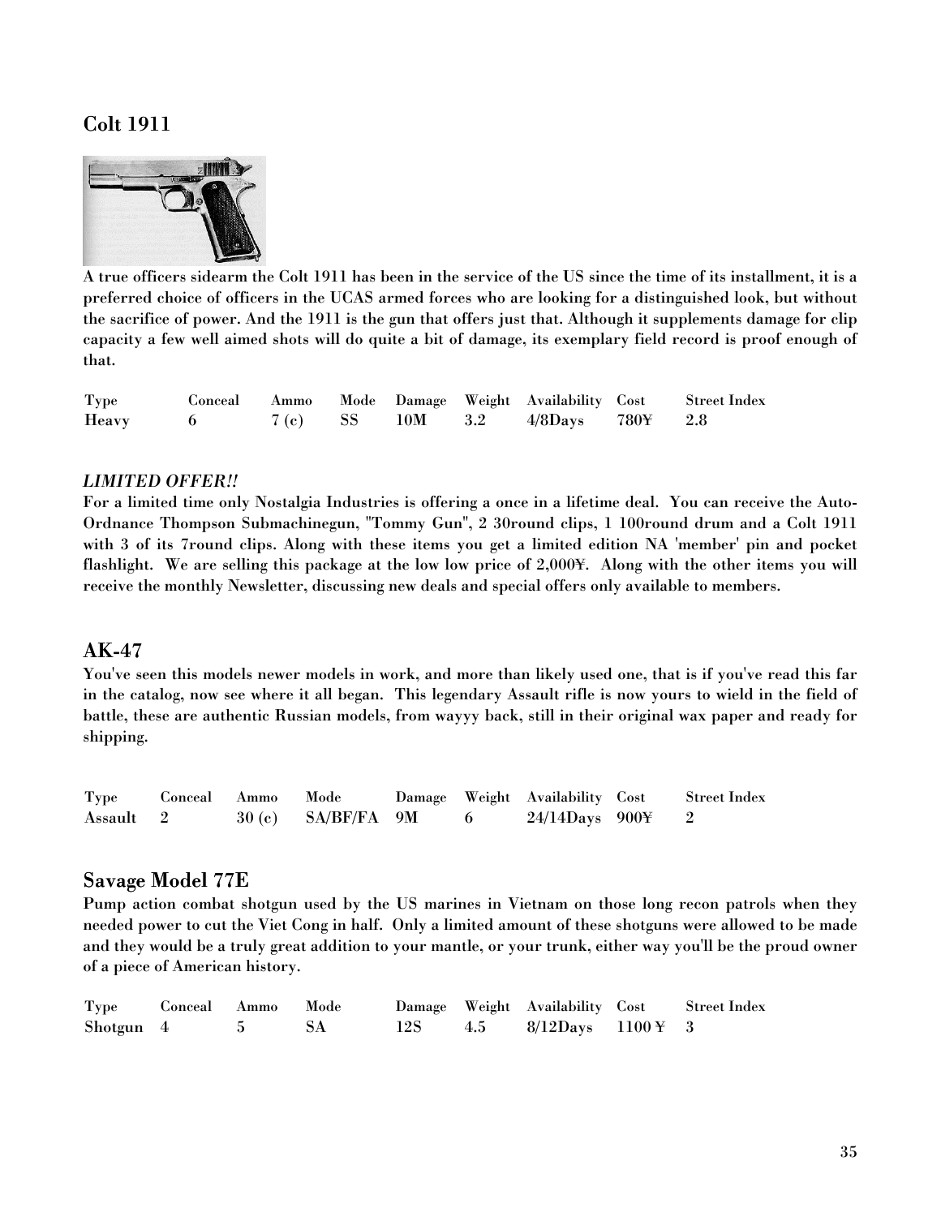## Colt 1911

A true officers sidearm the Colt 1911 has been in the service of the US since the time of its installment, it is a preferred choice of officers in the UCAS armed forces who are looking for a distinguished look, but without the sacrifice of power. And the 1911 is the gun that offers just that. Although it supplements damage for clip capacity a few well aimed shots will do quite a bit of damage, its exemplary field record is proof enough of that.

| Type | Conceal | Ammo | Mode | Damage | Weight | Availability | Cost | Street Index |
|---|---|---|---|---|---|---|---|---|
| Heavy | 6 | 7 (c) | SS | 10M | 3.2 | 4/8Days | 780¥ | 2.8 |

***LIMITED OFFER!!***

For a limited time only Nostalgia Industries is offering a once in a lifetime deal. You can receive the Auto-Ordnance Thompson Submachinegun, "Tommy Gun", 2 30round clips, 1 100round drum and a Colt 1911 with 3 of its 7round clips. Along with these items you get a limited edition NA 'member' pin and pocket flashlight. We are selling this package at the low low price of 2,000¥. Along with the other items you will receive the monthly Newsletter, discussing new deals and special offers only available to members.

## AK-47

You've seen this models newer models in work, and more than likely used one, that is if you've read this far in the catalog, now see where it all began. This legendary Assault rifle is now yours to wield in the field of battle, these are authentic Russian models, from wayyy back, still in their original wax paper and ready for shipping.

| Type | Conceal | Ammo | Mode | Damage | Weight | Availability | Cost | Street Index |
|---|---|---|---|---|---|---|---|---|
| Assault | 2 | 30 (c) | SA/BF/FA | 9M | 6 | 24/14Days | 900¥ | 2 |

## Savage Model 77E

Pump action combat shotgun used by the US marines in Vietnam on those long recon patrols when they needed power to cut the Viet Cong in half. Only a limited amount of these shotguns were allowed to be made and they would be a truly great addition to your mantle, or your trunk, either way you'll be the proud owner of a piece of American history.

| Type | Conceal | Ammo | Mode | Damage | Weight | Availability | Cost | Street Index |
|---|---|---|---|---|---|---|---|---|
| Shotgun | 4 | 5 | SA | 12S | 4.5 | 8/12Days | 1100 ¥ | 3 |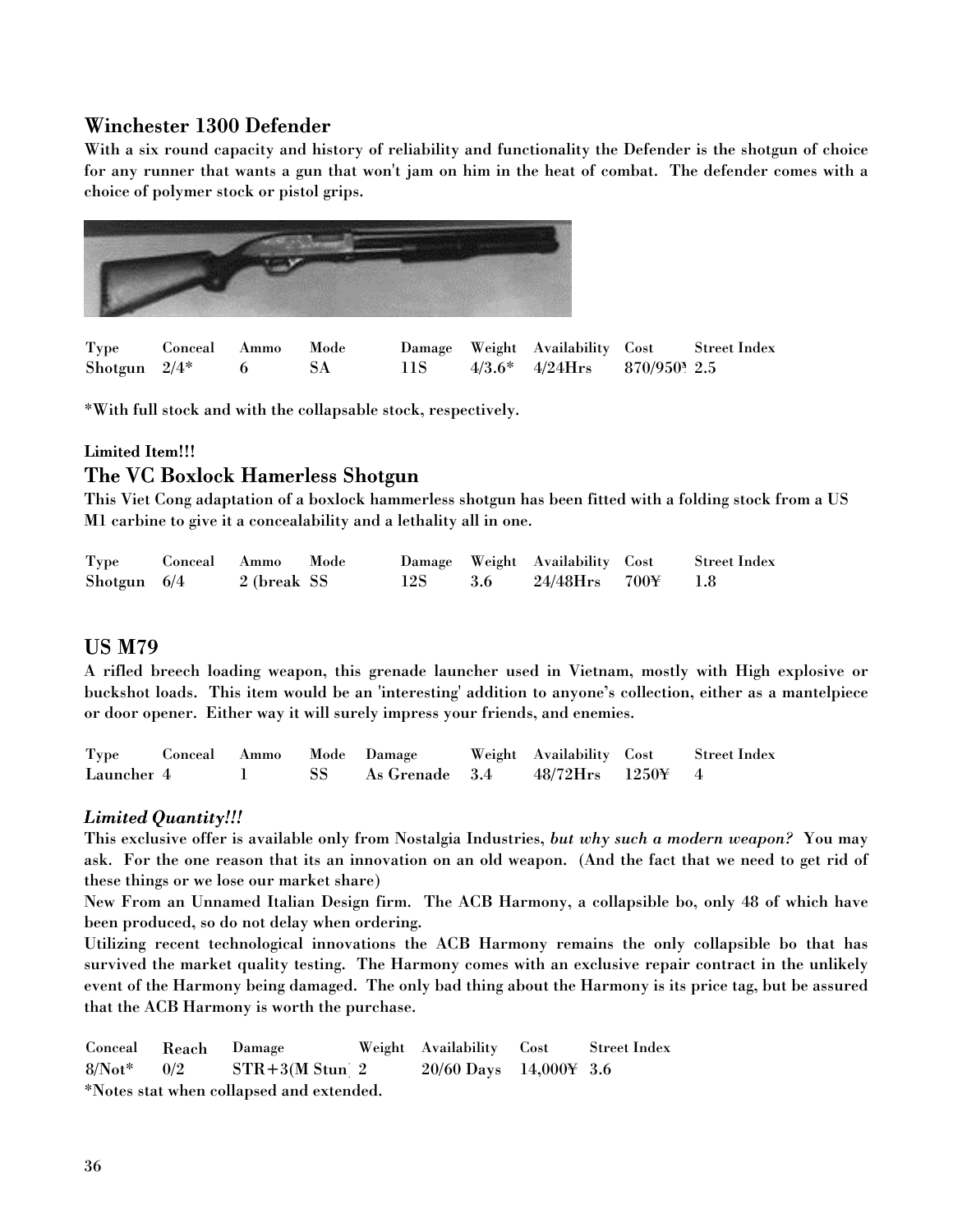## Winchester 1300 Defender

**With a six round capacity and history of reliability and functionality the Defender is the shotgun of choice for any runner that wants a gun that won't jam on him in the heat of combat. The defender comes with a choice of polymer stock or pistol grips.**

| Type | Conceal | Ammo | Mode | Damage | Weight | Availability | Cost | Street Index |
|---|---|---|---|---|---|---|---|---|
| Shotgun | 2/4* | 6 | SA | 11S | 4/3.6* | 4/24Hrs | 870/950¥ | 2.5 |

**\*With full stock and with the collapsable stock, respectively.**

**Limited Item!!!**

## The VC Boxlock Hamerless Shotgun

**This Viet Cong adaptation of a boxlock hammerless shotgun has been fitted with a folding stock from a US M1 carbine to give it a concealability and a lethality all in one.**

| Type | Conceal | Ammo | Mode | Damage | Weight | Availability | Cost | Street Index |
|---|---|---|---|---|---|---|---|---|
| Shotgun | 6/4 | 2 (break | SS | 12S | 3.6 | 24/48Hrs | 700¥ | 1.8 |

## US M79

**A rifled breech loading weapon, this grenade launcher used in Vietnam, mostly with High explosive or buckshot loads. This item would be an 'interesting' addition to anyone's collection, either as a mantelpiece or door opener. Either way it will surely impress your friends, and enemies.**

| Type | Conceal | Ammo | Mode | Damage | Weight | Availability | Cost | Street Index |
|---|---|---|---|---|---|---|---|---|
| Launcher | 4 | 1 | SS | As Grenade | 3.4 | 48/72Hrs | 1250¥ | 4 |

***Limited Quantity!!!***

**This exclusive offer is available only from Nostalgia Industries, *but why such a modern weapon?* You may ask. For the one reason that its an innovation on an old weapon. (And the fact that we need to get rid of these things or we lose our market share)**

**New From an Unnamed Italian Design firm. The ACB Harmony, a collapsible bo, only 48 of which have been produced, so do not delay when ordering.**

**Utilizing recent technological innovations the ACB Harmony remains the only collapsible bo that has survived the market quality testing. The Harmony comes with an exclusive repair contract in the unlikely event of the Harmony being damaged. The only bad thing about the Harmony is its price tag, but be assured that the ACB Harmony is worth the purchase.**

| Conceal | Reach | Damage | Weight | Availability | Cost | Street Index |
|---|---|---|---|---|---|---|
| 8/Not* | 0/2 | STR+3(M Stun) | 2 | 20/60 Days | 14,000¥ | 3.6 |

**\*Notes stat when collapsed and extended.**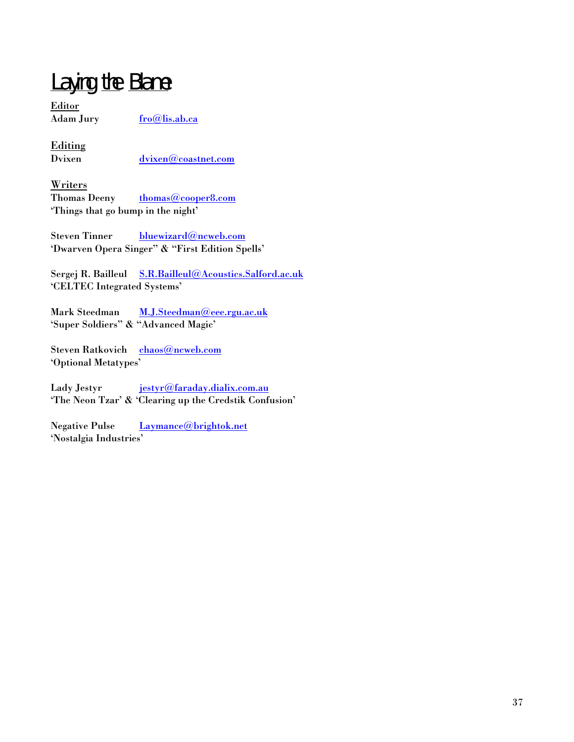# Laying the Blame

**Editor**
Adam Jury fro@lis.ab.ca

**Editing**
Dvixen dvixen@coastnet.com

**Writers**
Thomas Deeny thomas@cooper8.com
'Things that go bump in the night'

Steven Tinner bluewizard@ncweb.com
'Dwarven Opera Singer" & "First Edition Spells'

Sergej R. Bailleul S.R.Bailleul@Acoustics.Salford.ac.uk
'CELTEC Integrated Systems'

Mark Steedman M.J.Steedman@eee.rgu.ac.uk
'Super Soldiers" & "Advanced Magic'

Steven Ratkovich chaos@ncweb.com
'Optional Metatypes'

Lady Jestyr jestyr@faraday.dialix.com.au
'The Neon Tzar' & 'Clearing up the Credstik Confusion'

Negative Pulse Laymance@brightok.net
'Nostalgia Industries'